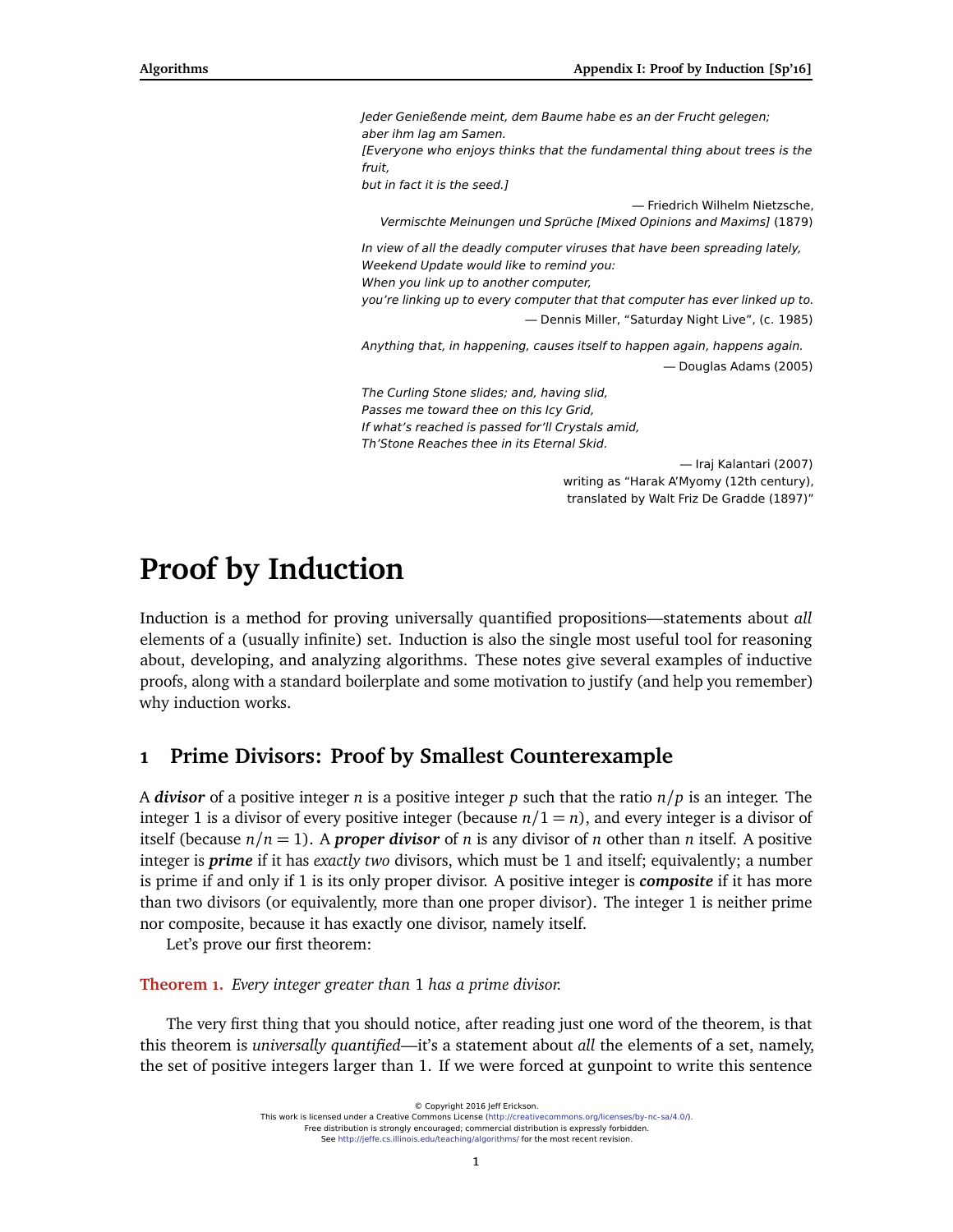*Jeder Genießende meint, dem Baume habe es an der Frucht gelegen;*
*aber ihm lag am Samen.*
*[Everyone who enjoys thinks that the fundamental thing about trees is the fruit,*
*but in fact it is the seed.]*

— Friedrich Wilhelm Nietzsche,
*Vermischte Meinungen und Sprüche [Mixed Opinions and Maxims]* (1879)

*In view of all the deadly computer viruses that have been spreading lately,*
*Weekend Update would like to remind you:*
*When you link up to another computer,*
*you're linking up to every computer that that computer has ever linked up to.*

— Dennis Miller, "Saturday Night Live", (c. 1985)

*Anything that, in happening, causes itself to happen again, happens again.*

— Douglas Adams (2005)

*The Curling Stone slides; and, having slid,*
*Passes me toward thee on this Icy Grid,*
*If what's reached is passed for'll Crystals amid,*
*Th'Stone Reaches thee in its Eternal Skid.*

— Iraj Kalantari (2007)
writing as "Harak A'Myomy (12th century),
translated by Walt Friz De Gradde (1897)"

# Proof by Induction

Induction is a method for proving universally quantified propositions—statements about *all* elements of a (usually infinite) set. Induction is also the single most useful tool for reasoning about, developing, and analyzing algorithms. These notes give several examples of inductive proofs, along with a standard boilerplate and some motivation to justify (and help you remember) why induction works.

## 1 Prime Divisors: Proof by Smallest Counterexample

A ***divisor*** of a positive integer $n$ is a positive integer $p$ such that the ratio $n/p$ is an integer. The integer 1 is a divisor of every positive integer (because $n/1 = n$), and every integer is a divisor of itself (because $n/n = 1$). A ***proper divisor*** of $n$ is any divisor of $n$ other than $n$ itself. A positive integer is ***prime*** if it has *exactly two* divisors, which must be 1 and itself; equivalently; a number is prime if and only if 1 is its only proper divisor. A positive integer is ***composite*** if it has more than two divisors (or equivalently, more than one proper divisor). The integer 1 is neither prime nor composite, because it has exactly one divisor, namely itself.

Let's prove our first theorem:

**Theorem 1.** *Every integer greater than 1 has a prime divisor.*

The very first thing that you should notice, after reading just one word of the theorem, is that this theorem is *universally quantified*—it's a statement about *all* the elements of a set, namely, the set of positive integers larger than 1. If we were forced at gunpoint to write this sentence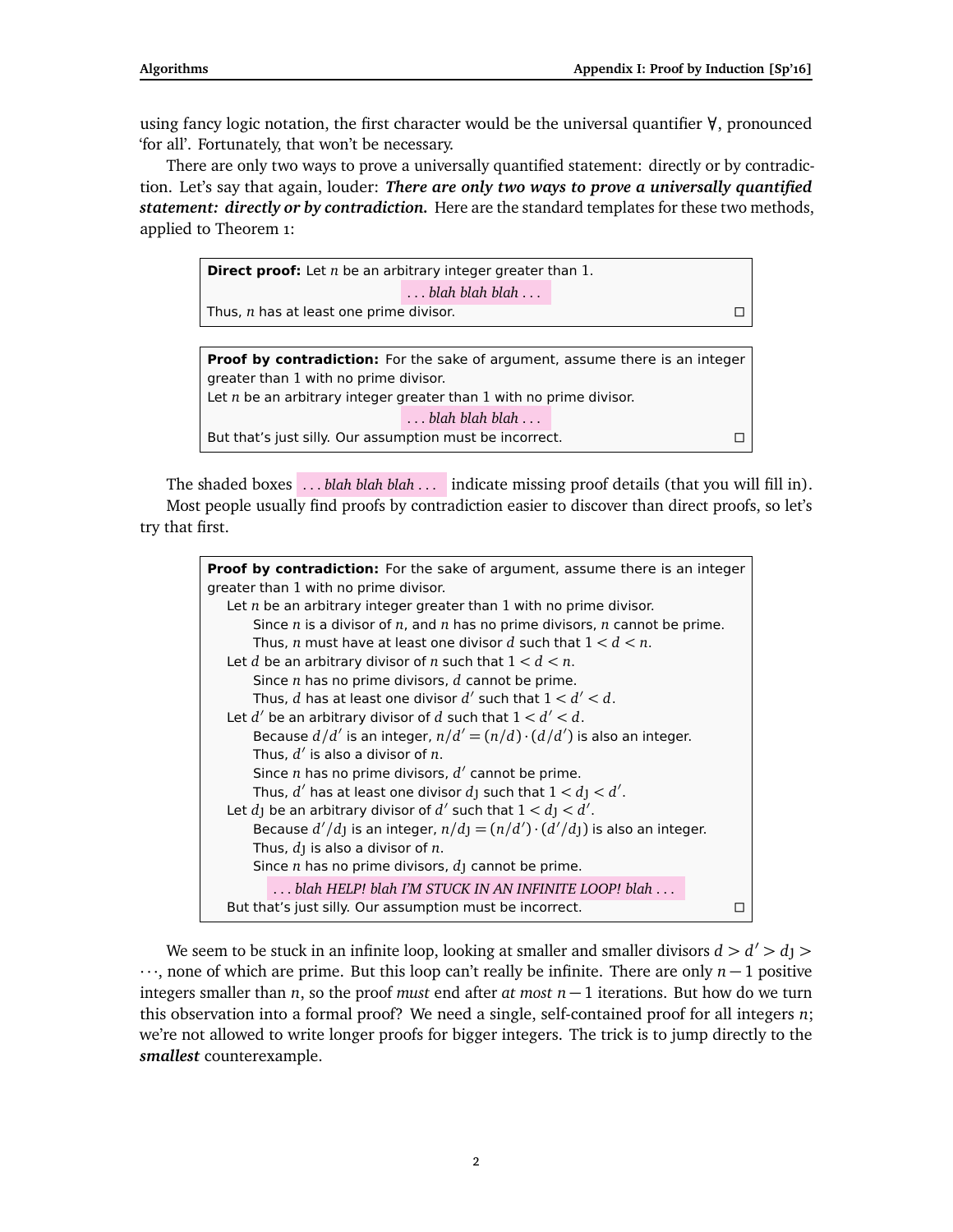using fancy logic notation, the first character would be the universal quantifier ∀, pronounced 'for all'. Fortunately, that won't be necessary.

There are only two ways to prove a universally quantified statement: directly or by contradiction. Let's say that again, louder: ***There are only two ways to prove a universally quantified statement: directly or by contradiction.*** Here are the standard templates for these two methods, applied to Theorem 1:

> **Direct proof:** Let $n$ be an arbitrary integer greater than 1.
>
> *. . . blah blah blah . . .*
>
> Thus, $n$ has at least one prime divisor. □

> **Proof by contradiction:** For the sake of argument, assume there is an integer greater than 1 with no prime divisor.
> Let $n$ be an arbitrary integer greater than 1 with no prime divisor.
>
> *. . . blah blah blah . . .*
>
> But that's just silly. Our assumption must be incorrect. □

The shaded boxes *. . . blah blah blah . . .* indicate missing proof details (that you will fill in).

Most people usually find proofs by contradiction easier to discover than direct proofs, so let's try that first.

> **Proof by contradiction:** For the sake of argument, assume there is an integer greater than 1 with no prime divisor.
> Let $n$ be an arbitrary integer greater than 1 with no prime divisor.
> Since $n$ is a divisor of $n$, and $n$ has no prime divisors, $n$ cannot be prime.
> Thus, $n$ must have at least one divisor $d$ such that $1 < d < n$.
> Let $d$ be an arbitrary divisor of $n$ such that $1 < d < n$.
> Since $n$ has no prime divisors, $d$ cannot be prime.
> Thus, $d$ has at least one divisor $d'$ such that $1 < d' < d$.
> Let $d'$ be an arbitrary divisor of $d$ such that $1 < d' < d$.
> Because $d/d'$ is an integer, $n/d' = (n/d) \cdot (d/d')$ is also an integer.
> Thus, $d'$ is also a divisor of $n$.
> Since $n$ has no prime divisors, $d'$ cannot be prime.
> Thus, $d'$ has at least one divisor $d_J$ such that $1 < d_J < d'$.
> Let $d_J$ be an arbitrary divisor of $d'$ such that $1 < d_J < d'$.
> Because $d'/d_J$ is an integer, $n/d_J = (n/d') \cdot (d'/d_J)$ is also an integer.
> Thus, $d_J$ is also a divisor of $n$.
> Since $n$ has no prime divisors, $d_J$ cannot be prime.
>
> *. . . blah HELP! blah I'M STUCK IN AN INFINITE LOOP! blah . . .*
>
> But that's just silly. Our assumption must be incorrect. □

We seem to be stuck in an infinite loop, looking at smaller and smaller divisors $d > d' > d_J > \cdots$, none of which are prime. But this loop can't really be infinite. There are only $n - 1$ positive integers smaller than $n$, so the proof *must* end after *at most* $n - 1$ iterations. But how do we turn this observation into a formal proof? We need a single, self-contained proof for all integers $n$; we're not allowed to write longer proofs for bigger integers. The trick is to jump directly to the ***smallest*** counterexample.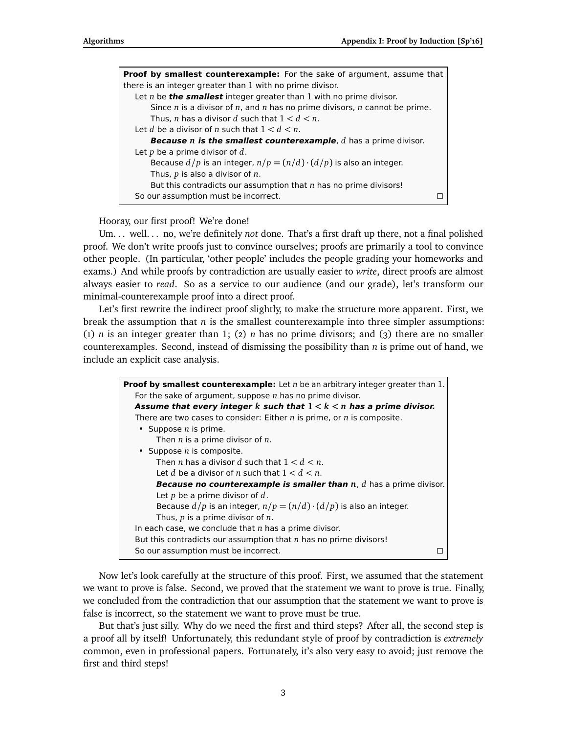> **Proof by smallest counterexample:** For the sake of argument, assume that there is an integer greater than 1 with no prime divisor.
> Let $n$ be ***the smallest*** integer greater than 1 with no prime divisor.
> Since $n$ is a divisor of $n$, and $n$ has no prime divisors, $n$ cannot be prime.
> Thus, $n$ has a divisor $d$ such that $1 < d < n$.
> Let $d$ be a divisor of $n$ such that $1 < d < n$.
> ***Because $n$ is the smallest counterexample***, $d$ has a prime divisor.
> Let $p$ be a prime divisor of $d$.
> Because $d/p$ is an integer, $n/p = (n/d) \cdot (d/p)$ is also an integer.
> Thus, $p$ is also a divisor of $n$.
> But this contradicts our assumption that $n$ has no prime divisors!
> So our assumption must be incorrect. □

Hooray, our first proof! We're done!

Um... well... no, we're definitely *not* done. That's a first draft up there, not a final polished proof. We don't write proofs just to convince ourselves; proofs are primarily a tool to convince other people. (In particular, 'other people' includes the people grading your homeworks and exams.) And while proofs by contradiction are usually easier to *write*, direct proofs are almost always easier to *read*. So as a service to our audience (and our grade), let's transform our minimal-counterexample proof into a direct proof.

Let's first rewrite the indirect proof slightly, to make the structure more apparent. First, we break the assumption that $n$ is the smallest counterexample into three simpler assumptions: (1) $n$ is an integer greater than 1; (2) $n$ has no prime divisors; and (3) there are no smaller counterexamples. Second, instead of dismissing the possibility than $n$ is prime out of hand, we include an explicit case analysis.

> **Proof by smallest counterexample:** Let $n$ be an arbitrary integer greater than 1.
> For the sake of argument, suppose $n$ has no prime divisor.
> ***Assume that every integer $k$ such that $1 < k < n$ has a prime divisor.***
> There are two cases to consider: Either $n$ is prime, or $n$ is composite.
> - Suppose $n$ is prime.
>   Then $n$ is a prime divisor of $n$.
> - Suppose $n$ is composite.
>   Then $n$ has a divisor $d$ such that $1 < d < n$.
>   Let $d$ be a divisor of $n$ such that $1 < d < n$.
>   ***Because no counterexample is smaller than $n$***, $d$ has a prime divisor.
>   Let $p$ be a prime divisor of $d$.
>   Because $d/p$ is an integer, $n/p = (n/d) \cdot (d/p)$ is also an integer.
>   Thus, $p$ is a prime divisor of $n$.
>
> In each case, we conclude that $n$ has a prime divisor.
> But this contradicts our assumption that $n$ has no prime divisors!
> So our assumption must be incorrect. □

Now let's look carefully at the structure of this proof. First, we assumed that the statement we want to prove is false. Second, we proved that the statement we want to prove is true. Finally, we concluded from the contradiction that our assumption that the statement we want to prove is false is incorrect, so the statement we want to prove must be true.

But that's just silly. Why do we need the first and third steps? After all, the second step is a proof all by itself! Unfortunately, this redundant style of proof by contradiction is *extremely* common, even in professional papers. Fortunately, it's also very easy to avoid; just remove the first and third steps!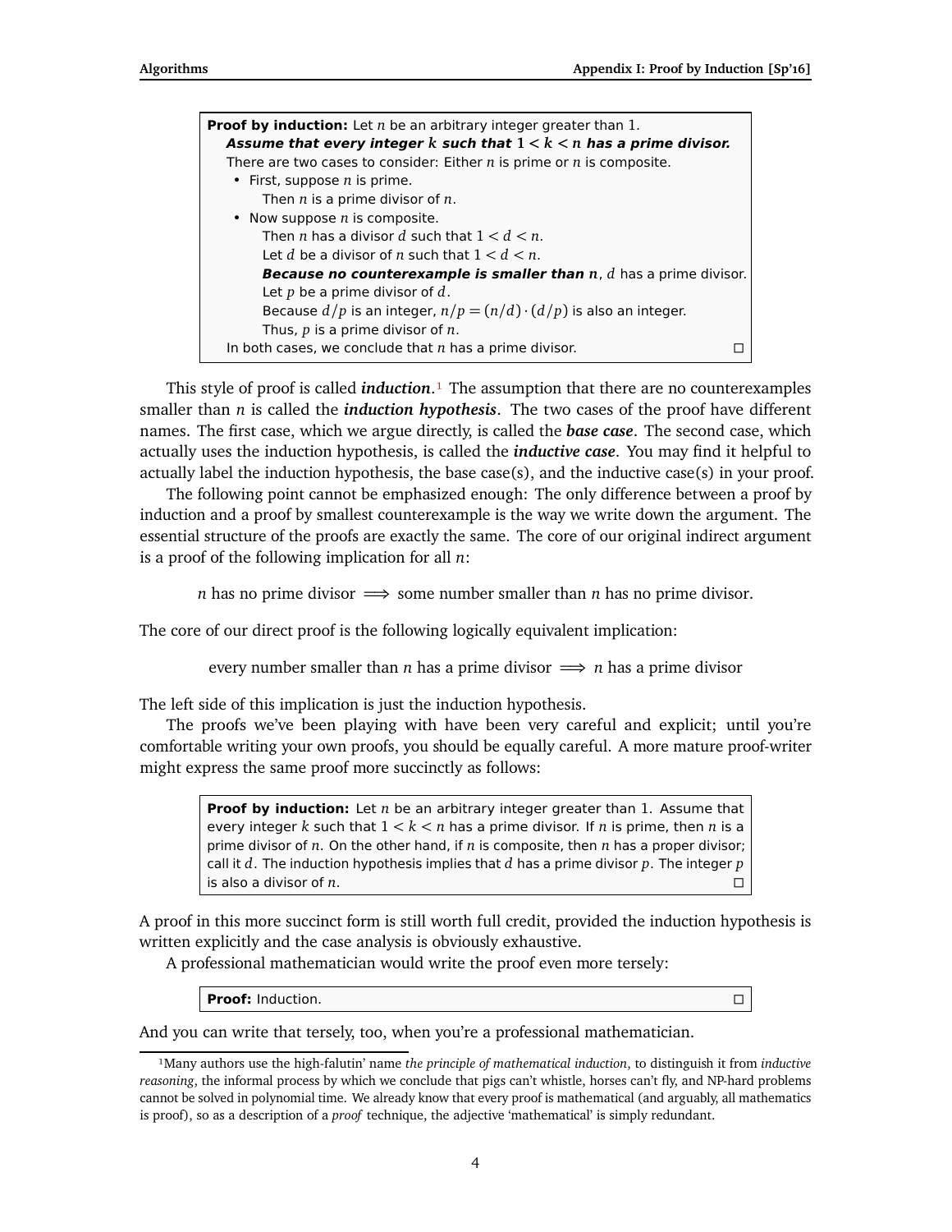> **Proof by induction:** Let $n$ be an arbitrary integer greater than 1.
> ***Assume that every integer $k$ such that $1 < k < n$ has a prime divisor.***
> There are two cases to consider: Either $n$ is prime or $n$ is composite.
> - First, suppose $n$ is prime.
>   Then $n$ is a prime divisor of $n$.
> - Now suppose $n$ is composite.
>   Then $n$ has a divisor $d$ such that $1 < d < n$.
>   Let $d$ be a divisor of $n$ such that $1 < d < n$.
>   ***Because no counterexample is smaller than $n$***, $d$ has a prime divisor.
>   Let $p$ be a prime divisor of $d$.
>   Because $d/p$ is an integer, $n/p = (n/d) \cdot (d/p)$ is also an integer.
>   Thus, $p$ is a prime divisor of $n$.
>
> In both cases, we conclude that $n$ has a prime divisor. □

This style of proof is called ***induction***.[1] The assumption that there are no counterexamples smaller than $n$ is called the ***induction hypothesis***. The two cases of the proof have different names. The first case, which we argue directly, is called the ***base case***. The second case, which actually uses the induction hypothesis, is called the ***inductive case***. You may find it helpful to actually label the induction hypothesis, the base case(s), and the inductive case(s) in your proof.

The following point cannot be emphasized enough: The only difference between a proof by induction and a proof by smallest counterexample is the way we write down the argument. The essential structure of the proofs are exactly the same. The core of our original indirect argument is a proof of the following implication for all $n$:

$$n \text{ has no prime divisor} \implies \text{some number smaller than } n \text{ has no prime divisor.}$$

The core of our direct proof is the following logically equivalent implication:

$$\text{every number smaller than } n \text{ has a prime divisor} \implies n \text{ has a prime divisor}$$

The left side of this implication is just the induction hypothesis.

The proofs we've been playing with have been very careful and explicit; until you're comfortable writing your own proofs, you should be equally careful. A more mature proof-writer might express the same proof more succinctly as follows:

> **Proof by induction:** Let $n$ be an arbitrary integer greater than 1. Assume that every integer $k$ such that $1 < k < n$ has a prime divisor. If $n$ is prime, then $n$ is a prime divisor of $n$. On the other hand, if $n$ is composite, then $n$ has a proper divisor; call it $d$. The induction hypothesis implies that $d$ has a prime divisor $p$. The integer $p$ is also a divisor of $n$. □

A proof in this more succinct form is still worth full credit, provided the induction hypothesis is written explicitly and the case analysis is obviously exhaustive.

A professional mathematician would write the proof even more tersely:

> **Proof:** Induction. □

And you can write that tersely, too, when you're a professional mathematician.

---

[1] Many authors use the high-falutin' name *the principle of mathematical induction*, to distinguish it from *inductive reasoning*, the informal process by which we conclude that pigs can't whistle, horses can't fly, and NP-hard problems cannot be solved in polynomial time. We already know that every proof is mathematical (and arguably, all mathematics is proof), so as a description of a *proof* technique, the adjective 'mathematical' is simply redundant.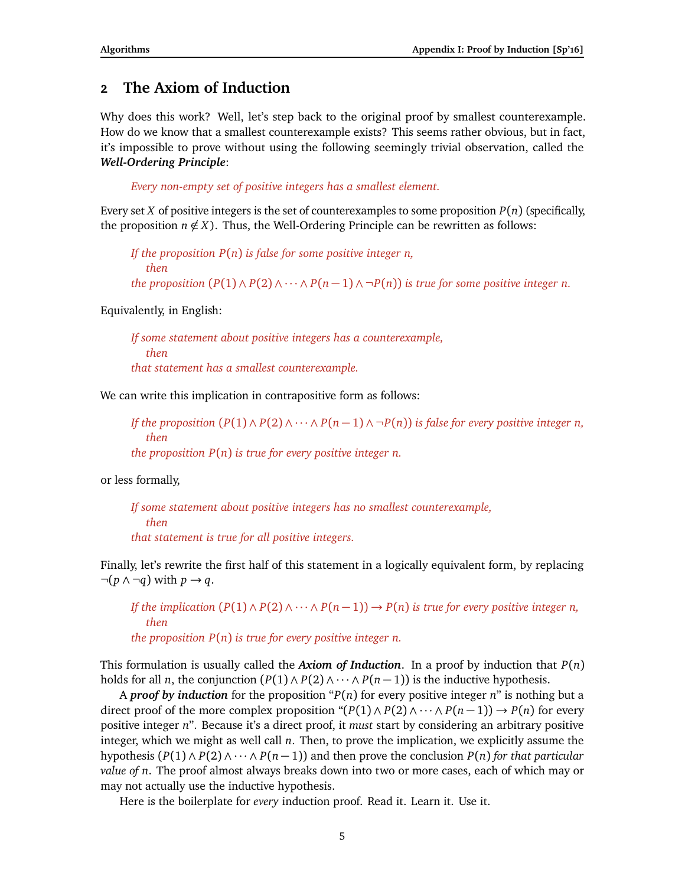## 2 The Axiom of Induction

Why does this work? Well, let's step back to the original proof by smallest counterexample. How do we know that a smallest counterexample exists? This seems rather obvious, but in fact, it's impossible to prove without using the following seemingly trivial observation, called the ***Well-Ordering Principle***:

> *Every non-empty set of positive integers has a smallest element.*

Every set $X$ of positive integers is the set of counterexamples to some proposition $P(n)$ (specifically, the proposition $n \notin X$). Thus, the Well-Ordering Principle can be rewritten as follows:

> *If the proposition $P(n)$ is false for some positive integer $n$,*
> *then*
> *the proposition $(P(1) \wedge P(2) \wedge \cdots \wedge P(n-1) \wedge \neg P(n))$ is true for some positive integer $n$.*

Equivalently, in English:

> *If some statement about positive integers has a counterexample,*
> *then*
> *that statement has a smallest counterexample.*

We can write this implication in contrapositive form as follows:

> *If the proposition $(P(1) \wedge P(2) \wedge \cdots \wedge P(n-1) \wedge \neg P(n))$ is false for every positive integer $n$,*
> *then*
> *the proposition $P(n)$ is true for every positive integer $n$.*

or less formally,

> *If some statement about positive integers has no smallest counterexample,*
> *then*
> *that statement is true for all positive integers.*

Finally, let's rewrite the first half of this statement in a logically equivalent form, by replacing $\neg(p \wedge \neg q)$ with $p \rightarrow q$.

> *If the implication $(P(1) \wedge P(2) \wedge \cdots \wedge P(n-1)) \rightarrow P(n)$ is true for every positive integer $n$,*
> *then*
> *the proposition $P(n)$ is true for every positive integer $n$.*

This formulation is usually called the ***Axiom of Induction***. In a proof by induction that $P(n)$ holds for all $n$, the conjunction $(P(1) \wedge P(2) \wedge \cdots \wedge P(n-1))$ is the inductive hypothesis.

A ***proof by induction*** for the proposition "$P(n)$ for every positive integer $n$" is nothing but a direct proof of the more complex proposition "$(P(1) \wedge P(2) \wedge \cdots \wedge P(n-1)) \rightarrow P(n)$ for every positive integer $n$". Because it's a direct proof, it *must* start by considering an arbitrary positive integer, which we might as well call $n$. Then, to prove the implication, we explicitly assume the hypothesis $(P(1) \wedge P(2) \wedge \cdots \wedge P(n-1))$ and then prove the conclusion $P(n)$ *for that particular value of $n$*. The proof almost always breaks down into two or more cases, each of which may or may not actually use the inductive hypothesis.

Here is the boilerplate for *every* induction proof. Read it. Learn it. Use it.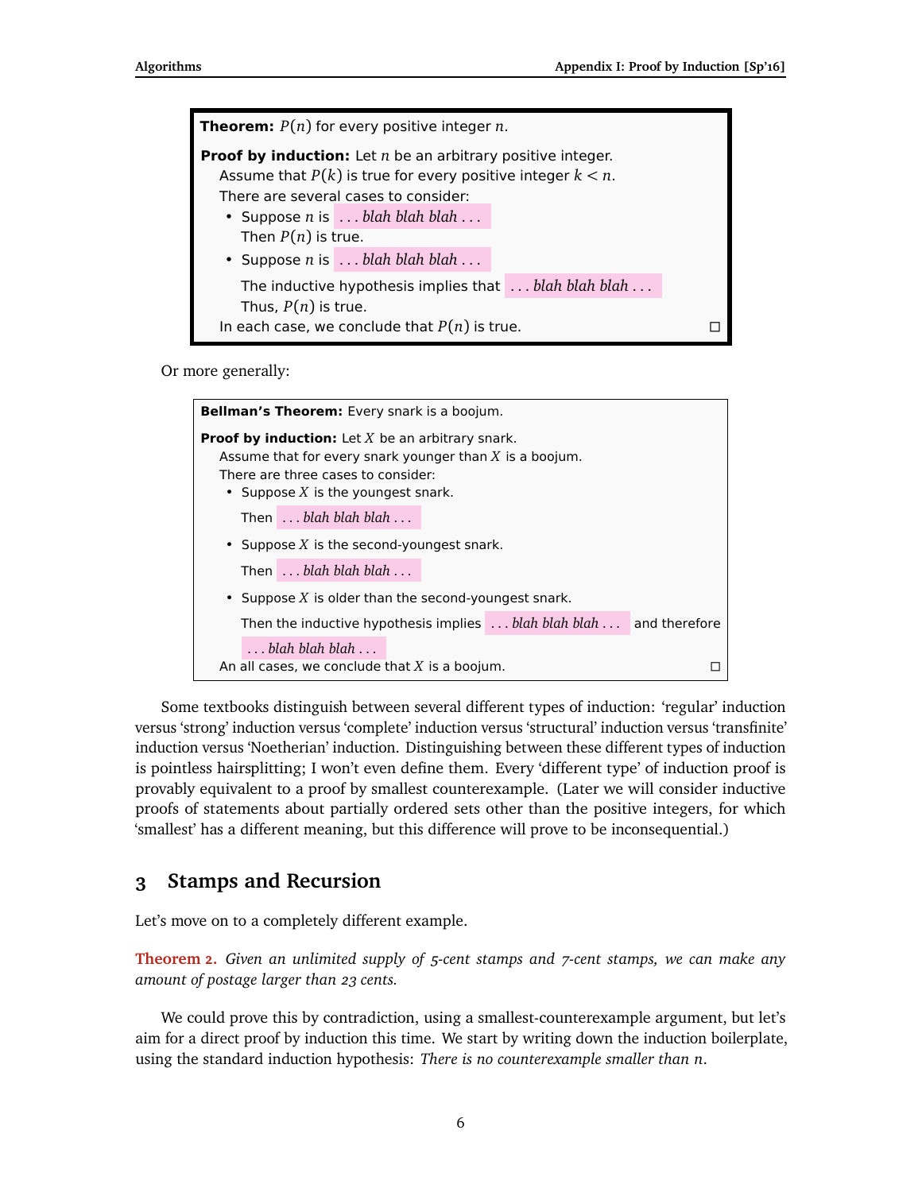> **Theorem:** $P(n)$ for every positive integer $n$.
>
> **Proof by induction:** Let $n$ be an arbitrary positive integer.
> Assume that $P(k)$ is true for every positive integer $k < n$.
> There are several cases to consider:
> - Suppose $n$ is *. . . blah blah blah . . .*
>   Then $P(n)$ is true.
> - Suppose $n$ is *. . . blah blah blah . . .*
>   The inductive hypothesis implies that *. . . blah blah blah . . .*
>   Thus, $P(n)$ is true.
>
> In each case, we conclude that $P(n)$ is true. □

Or more generally:

> **Bellman's Theorem:** Every snark is a boojum.
>
> **Proof by induction:** Let $X$ be an arbitrary snark.
> Assume that for every snark younger than $X$ is a boojum.
> There are three cases to consider:
> - Suppose $X$ is the youngest snark.
>   Then *. . . blah blah blah . . .*
> - Suppose $X$ is the second-youngest snark.
>   Then *. . . blah blah blah . . .*
> - Suppose $X$ is older than the second-youngest snark.
>   Then the inductive hypothesis implies *. . . blah blah blah . . .* and therefore *. . . blah blah blah . . .*
>
> An all cases, we conclude that $X$ is a boojum. □

Some textbooks distinguish between several different types of induction: 'regular' induction versus 'strong' induction versus 'complete' induction versus 'structural' induction versus 'transfinite' induction versus 'Noetherian' induction. Distinguishing between these different types of induction is pointless hairsplitting; I won't even define them. Every 'different type' of induction proof is provably equivalent to a proof by smallest counterexample. (Later we will consider inductive proofs of statements about partially ordered sets other than the positive integers, for which 'smallest' has a different meaning, but this difference will prove to be inconsequential.)

## 3 Stamps and Recursion

Let's move on to a completely different example.

**Theorem 2.** *Given an unlimited supply of 5-cent stamps and 7-cent stamps, we can make any amount of postage larger than 23 cents.*

We could prove this by contradiction, using a smallest-counterexample argument, but let's aim for a direct proof by induction this time. We start by writing down the induction boilerplate, using the standard induction hypothesis: *There is no counterexample smaller than $n$.*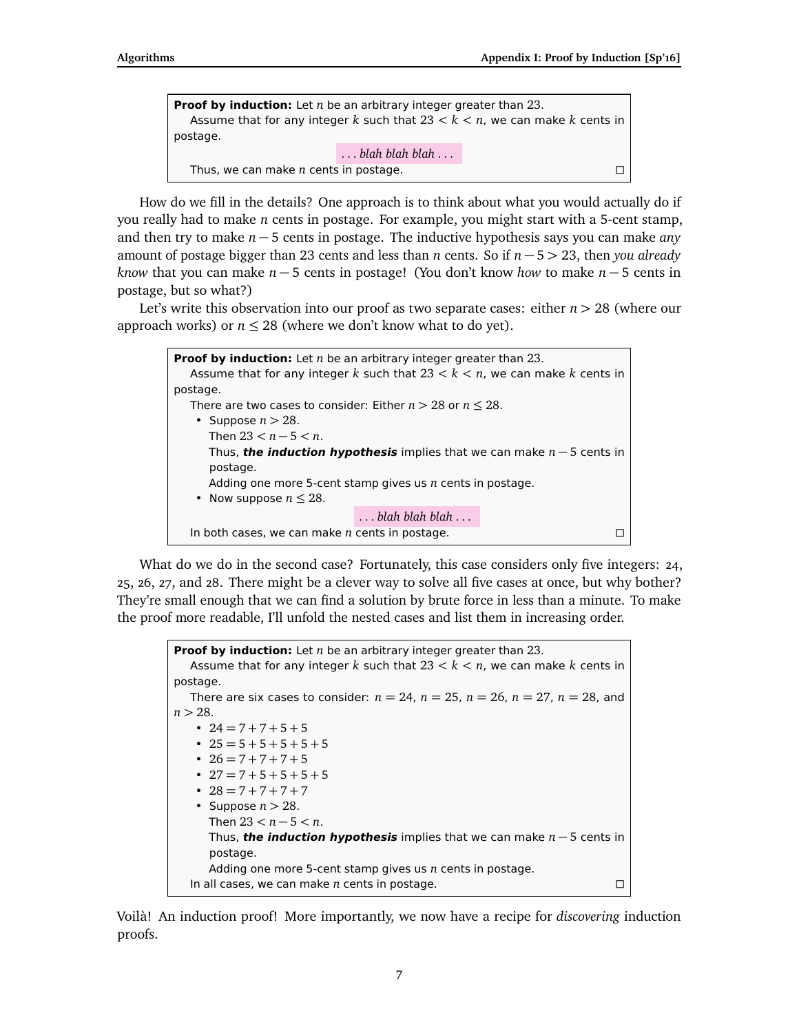> **Proof by induction:** Let $n$ be an arbitrary integer greater than 23.
>
> Assume that for any integer $k$ such that $23 < k < n$, we can make $k$ cents in postage.
>
> *. . . blah blah blah . . .*
>
> Thus, we can make $n$ cents in postage. □

How do we fill in the details? One approach is to think about what you would actually do if you really had to make $n$ cents in postage. For example, you might start with a 5-cent stamp, and then try to make $n-5$ cents in postage. The inductive hypothesis says you can make *any* amount of postage bigger than 23 cents and less than $n$ cents. So if $n-5 > 23$, then *you already know* that you can make $n-5$ cents in postage! (You don't know *how* to make $n-5$ cents in postage, but so what?)

Let's write this observation into our proof as two separate cases: either $n > 28$ (where our approach works) or $n \leq 28$ (where we don't know what to do yet).

> **Proof by induction:** Let $n$ be an arbitrary integer greater than 23.
>
> Assume that for any integer $k$ such that $23 < k < n$, we can make $k$ cents in postage.
>
> There are two cases to consider: Either $n > 28$ or $n \leq 28$.
>
> - Suppose $n > 28$.
>   Then $23 < n-5 < n$.
>   Thus, ***the induction hypothesis*** implies that we can make $n-5$ cents in postage.
>   Adding one more 5-cent stamp gives us $n$ cents in postage.
> - Now suppose $n \leq 28$.
>
> *. . . blah blah blah . . .*
>
> In both cases, we can make $n$ cents in postage. □

What do we do in the second case? Fortunately, this case considers only five integers: 24, 25, 26, 27, and 28. There might be a clever way to solve all five cases at once, but why bother? They're small enough that we can find a solution by brute force in less than a minute. To make the proof more readable, I'll unfold the nested cases and list them in increasing order.

> **Proof by induction:** Let $n$ be an arbitrary integer greater than 23.
>
> Assume that for any integer $k$ such that $23 < k < n$, we can make $k$ cents in postage.
>
> There are six cases to consider: $n = 24$, $n = 25$, $n = 26$, $n = 27$, $n = 28$, and $n > 28$.
>
> - $24 = 7+7+5+5$
> - $25 = 5+5+5+5+5$
> - $26 = 7+7+7+5$
> - $27 = 7+5+5+5+5$
> - $28 = 7+7+7+7$
> - Suppose $n > 28$.
>   Then $23 < n-5 < n$.
>   Thus, ***the induction hypothesis*** implies that we can make $n-5$ cents in postage.
>   Adding one more 5-cent stamp gives us $n$ cents in postage.
>
> In all cases, we can make $n$ cents in postage. □

Voilà! An induction proof! More importantly, we now have a recipe for *discovering* induction proofs.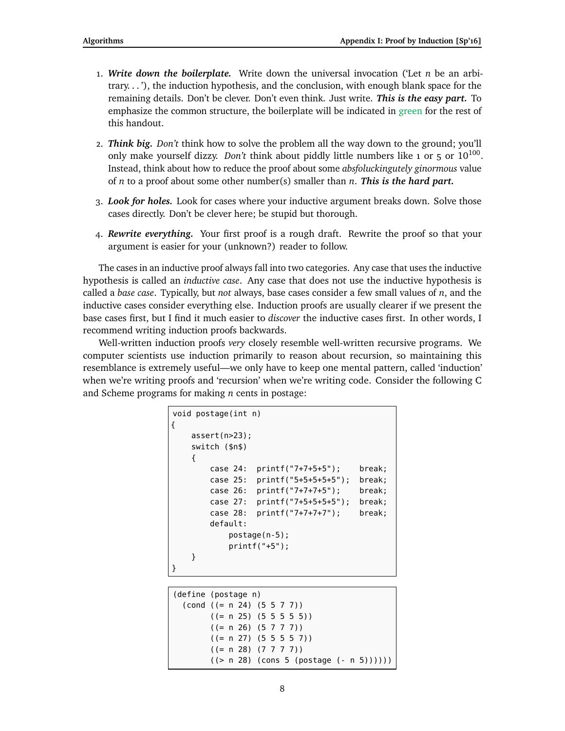1. ***Write down the boilerplate.*** Write down the universal invocation ('Let $n$ be an arbitrary. . . '), the induction hypothesis, and the conclusion, with enough blank space for the remaining details. Don't be clever. Don't even think. Just write. ***This is the easy part.*** To emphasize the common structure, the boilerplate will be indicated in green for the rest of this handout.

2. ***Think big.*** *Don't* think how to solve the problem all the way down to the ground; you'll only make yourself dizzy. *Don't* think about piddly little numbers like 1 or 5 or $10^{100}$. Instead, think about how to reduce the proof about some *absfoluckingutely ginormous* value of $n$ to a proof about some other number(s) smaller than $n$. ***This is the hard part.***

3. ***Look for holes.*** Look for cases where your inductive argument breaks down. Solve those cases directly. Don't be clever here; be stupid but thorough.

4. ***Rewrite everything.*** Your first proof is a rough draft. Rewrite the proof so that your argument is easier for your (unknown?) reader to follow.

The cases in an inductive proof always fall into two categories. Any case that uses the inductive hypothesis is called an *inductive case*. Any case that does not use the inductive hypothesis is called a *base case*. Typically, but *not* always, base cases consider a few small values of $n$, and the inductive cases consider everything else. Induction proofs are usually clearer if we present the base cases first, but I find it much easier to *discover* the inductive cases first. In other words, I recommend writing induction proofs backwards.

Well-written induction proofs *very* closely resemble well-written recursive programs. We computer scientists use induction primarily to reason about recursion, so maintaining this resemblance is extremely useful—we only have to keep one mental pattern, called 'induction' when we're writing proofs and 'recursion' when we're writing code. Consider the following C and Scheme programs for making $n$ cents in postage:

```
void postage(int n)
{
    assert(n>23);
    switch ($n$)
    {
        case 24:  printf("7+7+5+5");    break;
        case 25:  printf("5+5+5+5+5");  break;
        case 26:  printf("7+7+7+5");    break;
        case 27:  printf("7+5+5+5+5");  break;
        case 28:  printf("7+7+7+7");    break;
        default:
            postage(n-5);
            printf("+5");
    }
}
```

```
(define (postage n)
  (cond ((= n 24) (5 5 7 7))
        ((= n 25) (5 5 5 5 5))
        ((= n 26) (5 7 7 7))
        ((= n 27) (5 5 5 5 7))
        ((= n 28) (7 7 7 7))
        ((> n 28) (cons 5 (postage (- n 5))))))
```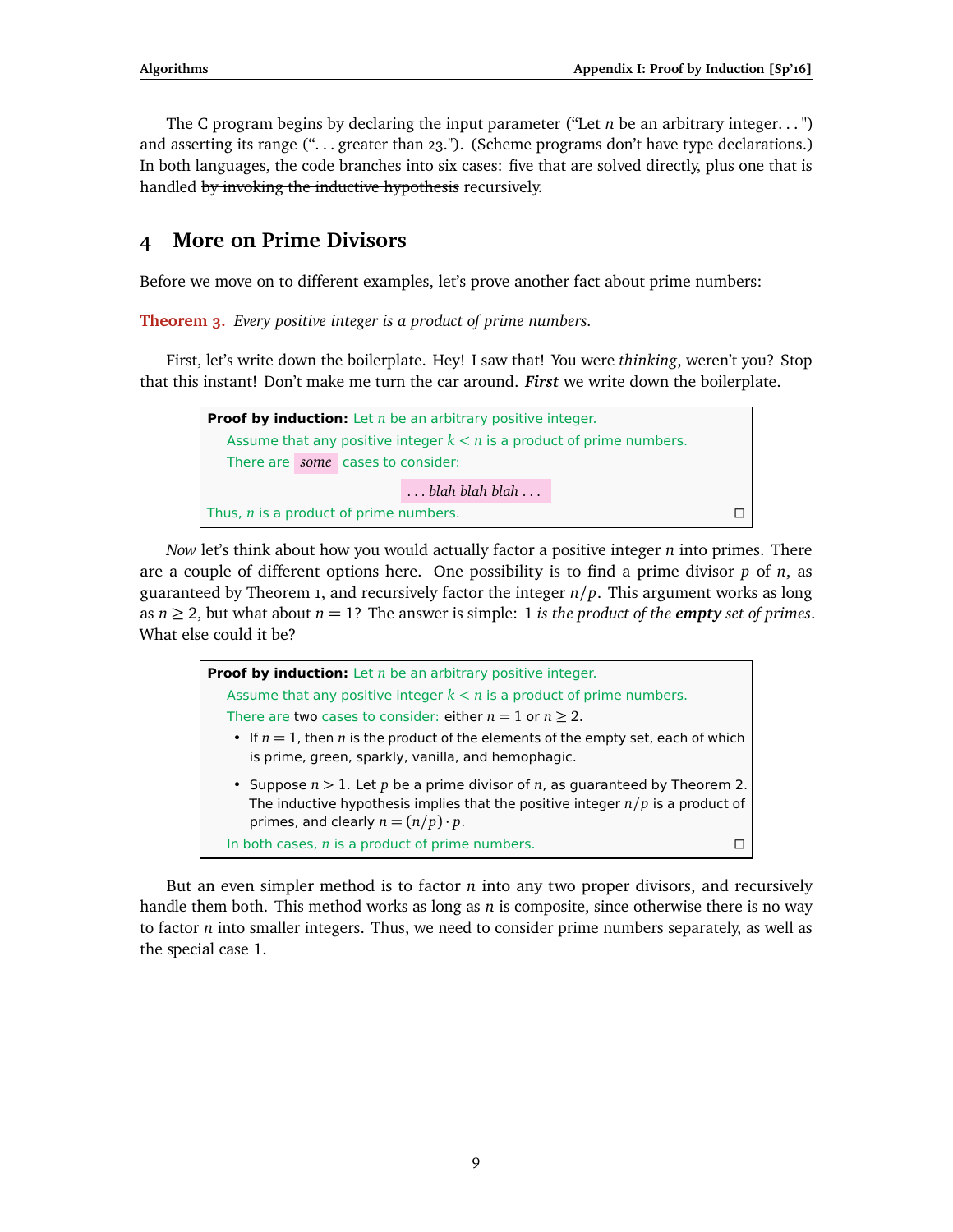The C program begins by declaring the input parameter ("Let $n$ be an arbitrary integer. . . ") and asserting its range (". . . greater than 23."). (Scheme programs don't have type declarations.) In both languages, the code branches into six cases: five that are solved directly, plus one that is handled ~~by invoking the inductive hypothesis~~ recursively.

## 4 More on Prime Divisors

Before we move on to different examples, let's prove another fact about prime numbers:

**Theorem 3.** *Every positive integer is a product of prime numbers.*

First, let's write down the boilerplate. Hey! I saw that! You were *thinking*, weren't you? Stop that this instant! Don't make me turn the car around. ***First*** we write down the boilerplate.

> **Proof by induction:** Let $n$ be an arbitrary positive integer.
>
> Assume that any positive integer $k < n$ is a product of prime numbers.
>
> There are *some* cases to consider:
>
> *. . . blah blah blah . . .*
>
> Thus, $n$ is a product of prime numbers. □

*Now* let's think about how you would actually factor a positive integer $n$ into primes. There are a couple of different options here. One possibility is to find a prime divisor $p$ of $n$, as guaranteed by Theorem 1, and recursively factor the integer $n/p$. This argument works as long as $n \geq 2$, but what about $n = 1$? The answer is simple: 1 *is the product of the* ***empty*** *set of primes*. What else could it be?

> **Proof by induction:** Let $n$ be an arbitrary positive integer.
>
> Assume that any positive integer $k < n$ is a product of prime numbers.
>
> There are two cases to consider: either $n = 1$ or $n \geq 2$.
>
> - If $n = 1$, then $n$ is the product of the elements of the empty set, each of which is prime, green, sparkly, vanilla, and hemophagic.
> - Suppose $n > 1$. Let $p$ be a prime divisor of $n$, as guaranteed by Theorem 2. The inductive hypothesis implies that the positive integer $n/p$ is a product of primes, and clearly $n = (n/p) \cdot p$.
>
> In both cases, $n$ is a product of prime numbers. □

But an even simpler method is to factor $n$ into any two proper divisors, and recursively handle them both. This method works as long as $n$ is composite, since otherwise there is no way to factor $n$ into smaller integers. Thus, we need to consider prime numbers separately, as well as the special case 1.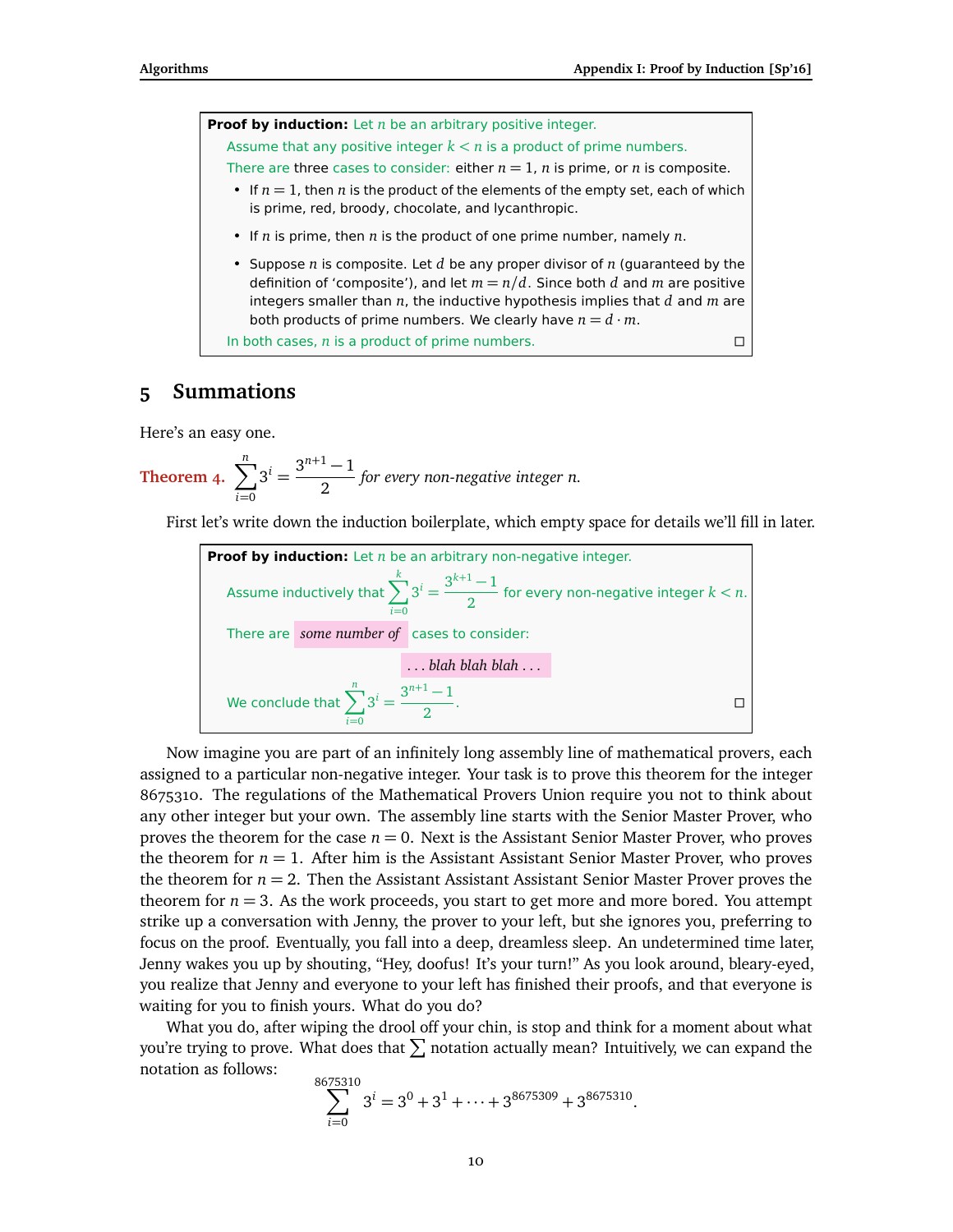> **Proof by induction:** Let $n$ be an arbitrary positive integer.
>
> Assume that any positive integer $k < n$ is a product of prime numbers.
>
> There are three cases to consider: either $n = 1$, $n$ is prime, or $n$ is composite.
>
> - If $n = 1$, then $n$ is the product of the elements of the empty set, each of which is prime, red, broody, chocolate, and lycanthropic.
> - If $n$ is prime, then $n$ is the product of one prime number, namely $n$.
> - Suppose $n$ is composite. Let $d$ be any proper divisor of $n$ (guaranteed by the definition of 'composite'), and let $m = n/d$. Since both $d$ and $m$ are positive integers smaller than $n$, the inductive hypothesis implies that $d$ and $m$ are both products of prime numbers. We clearly have $n = d \cdot m$.
>
> In both cases, $n$ is a product of prime numbers. □

## 5 Summations

Here's an easy one.

**Theorem 4.** $\displaystyle\sum_{i=0}^{n} 3^i = \frac{3^{n+1}-1}{2}$ *for every non-negative integer $n$.*

First let's write down the induction boilerplate, which empty space for details we'll fill in later.

> **Proof by induction:** Let $n$ be an arbitrary non-negative integer.
>
> Assume inductively that $\displaystyle\sum_{i=0}^{k} 3^i = \frac{3^{k+1}-1}{2}$ for every non-negative integer $k < n$.
>
> There are *some number of* cases to consider:
>
> *. . . blah blah blah . . .*
>
> We conclude that $\displaystyle\sum_{i=0}^{n} 3^i = \frac{3^{n+1}-1}{2}$. □

Now imagine you are part of an infinitely long assembly line of mathematical provers, each assigned to a particular non-negative integer. Your task is to prove this theorem for the integer 8675310. The regulations of the Mathematical Provers Union require you not to think about any other integer but your own. The assembly line starts with the Senior Master Prover, who proves the theorem for the case $n = 0$. Next is the Assistant Senior Master Prover, who proves the theorem for $n = 1$. After him is the Assistant Assistant Senior Master Prover, who proves the theorem for $n = 2$. Then the Assistant Assistant Assistant Senior Master Prover proves the theorem for $n = 3$. As the work proceeds, you start to get more and more bored. You attempt strike up a conversation with Jenny, the prover to your left, but she ignores you, preferring to focus on the proof. Eventually, you fall into a deep, dreamless sleep. An undetermined time later, Jenny wakes you up by shouting, "Hey, doofus! It's your turn!" As you look around, bleary-eyed, you realize that Jenny and everyone to your left has finished their proofs, and that everyone is waiting for you to finish yours. What do you do?

What you do, after wiping the drool off your chin, is stop and think for a moment about what you're trying to prove. What does that $\sum$ notation actually mean? Intuitively, we can expand the notation as follows:

$$\sum_{i=0}^{8675310} 3^i = 3^0 + 3^1 + \cdots + 3^{8675309} + 3^{8675310}.$$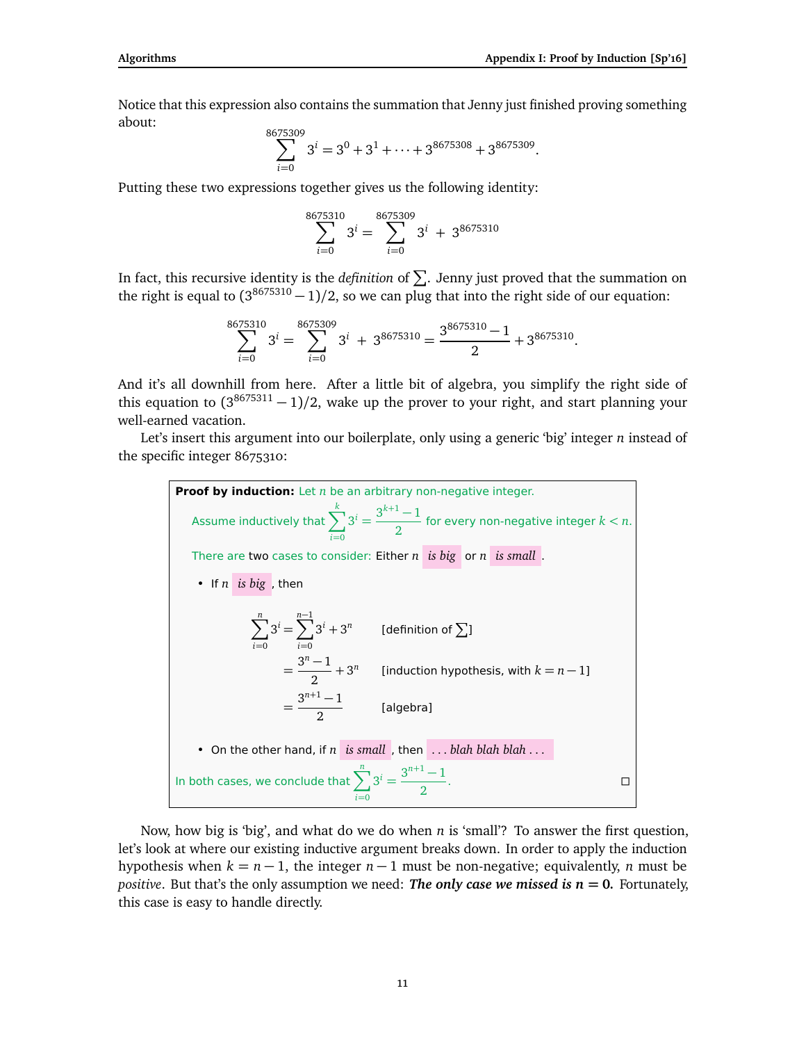Notice that this expression also contains the summation that Jenny just finished proving something about:

$$\sum_{i=0}^{8675309} 3^i = 3^0 + 3^1 + \cdots + 3^{8675308} + 3^{8675309}.$$

Putting these two expressions together gives us the following identity:

$$\sum_{i=0}^{8675310} 3^i = \sum_{i=0}^{8675309} 3^i \; + \; 3^{8675310}$$

In fact, this recursive identity is the *definition* of $\sum$. Jenny just proved that the summation on the right is equal to $(3^{8675310} - 1)/2$, so we can plug that into the right side of our equation:

$$\sum_{i=0}^{8675310} 3^i = \sum_{i=0}^{8675309} 3^i \; + \; 3^{8675310} = \frac{3^{8675310} - 1}{2} + 3^{8675310}.$$

And it's all downhill from here. After a little bit of algebra, you simplify the right side of this equation to $(3^{8675311} - 1)/2$, wake up the prover to your right, and start planning your well-earned vacation.

Let's insert this argument into our boilerplate, only using a generic 'big' integer $n$ instead of the specific integer 8675310:

> **Proof by induction:** Let $n$ be an arbitrary non-negative integer.
>
> Assume inductively that $\sum_{i=0}^{k} 3^i = \frac{3^{k+1} - 1}{2}$ for every non-negative integer $k < n$.
>
> There are two cases to consider: Either $n$ *is big* or $n$ *is small*.
>
> - If $n$ *is big*, then
>
> $$\begin{aligned} \sum_{i=0}^{n} 3^i &= \sum_{i=0}^{n-1} 3^i + 3^n && \text{[definition of } \textstyle\sum\text{]} \\ &= \frac{3^n - 1}{2} + 3^n && \text{[induction hypothesis, with } k = n-1\text{]} \\ &= \frac{3^{n+1} - 1}{2} && \text{[algebra]} \end{aligned}$$
>
> - On the other hand, if $n$ *is small*, then *. . . blah blah blah . . .*
>
> In both cases, we conclude that $\sum_{i=0}^{n} 3^i = \frac{3^{n+1} - 1}{2}$. □

Now, how big is 'big', and what do we do when $n$ is 'small'? To answer the first question, let's look at where our existing inductive argument breaks down. In order to apply the induction hypothesis when $k = n - 1$, the integer $n - 1$ must be non-negative; equivalently, $n$ must be *positive*. But that's the only assumption we need: ***The only case we missed is n = 0.*** Fortunately, this case is easy to handle directly.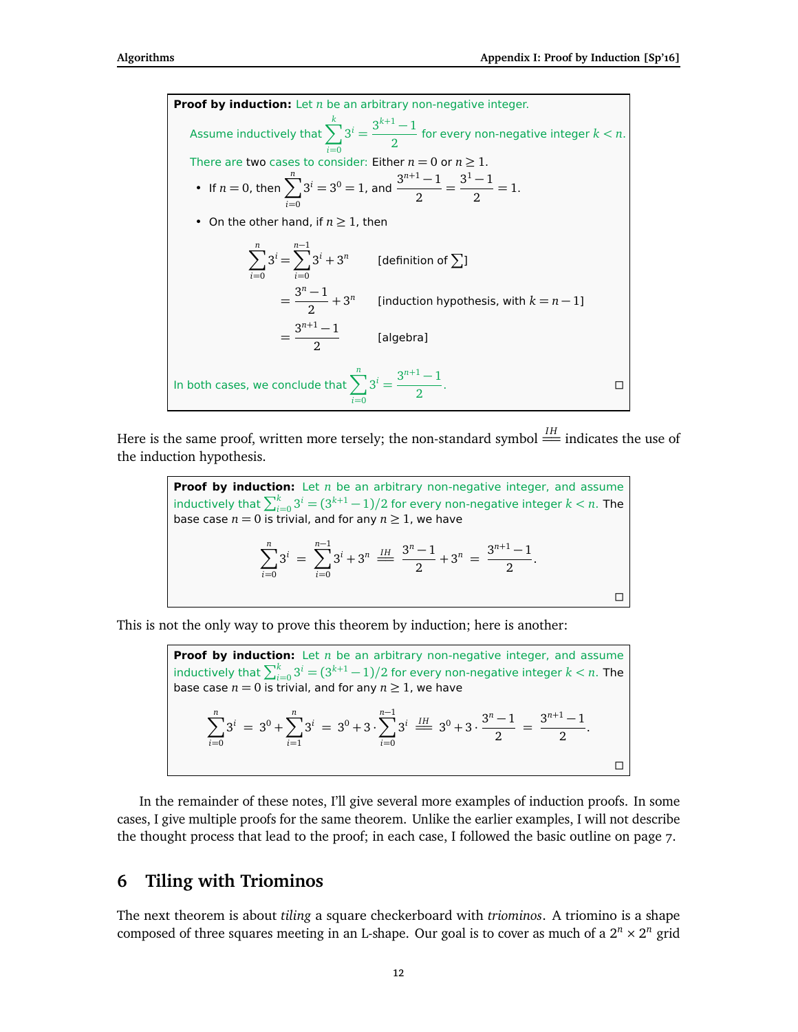**Proof by induction:** Let $n$ be an arbitrary non-negative integer.

Assume inductively that $\displaystyle\sum_{i=0}^{k} 3^i = \frac{3^{k+1}-1}{2}$ for every non-negative integer $k < n$.

There are two cases to consider: Either $n = 0$ or $n \geq 1$.

- If $n = 0$, then $\displaystyle\sum_{i=0}^{n} 3^i = 3^0 = 1$, and $\displaystyle\frac{3^{n+1}-1}{2} = \frac{3^1-1}{2} = 1$.
- On the other hand, if $n \geq 1$, then

$$\begin{aligned}
\sum_{i=0}^{n} 3^i &= \sum_{i=0}^{n-1} 3^i + 3^n && \text{[definition of } \textstyle\sum\text{]} \\
&= \frac{3^n - 1}{2} + 3^n && \text{[induction hypothesis, with } k = n-1\text{]} \\
&= \frac{3^{n+1}-1}{2} && \text{[algebra]}
\end{aligned}$$

In both cases, we conclude that $\displaystyle\sum_{i=0}^{n} 3^i = \frac{3^{n+1}-1}{2}$. □

Here is the same proof, written more tersely; the non-standard symbol $\overset{IH}{=\!=}$ indicates the use of the induction hypothesis.

**Proof by induction:** Let $n$ be an arbitrary non-negative integer, and assume inductively that $\sum_{i=0}^{k} 3^i = (3^{k+1}-1)/2$ for every non-negative integer $k < n$. The base case $n = 0$ is trivial, and for any $n \geq 1$, we have

$$\sum_{i=0}^{n} 3^i = \sum_{i=0}^{n-1} 3^i + 3^n \overset{IH}{=\!=} \frac{3^n-1}{2} + 3^n = \frac{3^{n+1}-1}{2}.$$

□

This is not the only way to prove this theorem by induction; here is another:

**Proof by induction:** Let $n$ be an arbitrary non-negative integer, and assume inductively that $\sum_{i=0}^{k} 3^i = (3^{k+1}-1)/2$ for every non-negative integer $k < n$. The base case $n = 0$ is trivial, and for any $n \geq 1$, we have

$$\sum_{i=0}^{n} 3^i = 3^0 + \sum_{i=1}^{n} 3^i = 3^0 + 3 \cdot \sum_{i=0}^{n-1} 3^i \overset{IH}{=\!=} 3^0 + 3 \cdot \frac{3^n-1}{2} = \frac{3^{n+1}-1}{2}.$$

□

In the remainder of these notes, I'll give several more examples of induction proofs. In some cases, I give multiple proofs for the same theorem. Unlike the earlier examples, I will not describe the thought process that lead to the proof; in each case, I followed the basic outline on page 7.

## 6 Tiling with Triominos

The next theorem is about *tiling* a square checkerboard with *triominos*. A triomino is a shape composed of three squares meeting in an L-shape. Our goal is to cover as much of a $2^n \times 2^n$ grid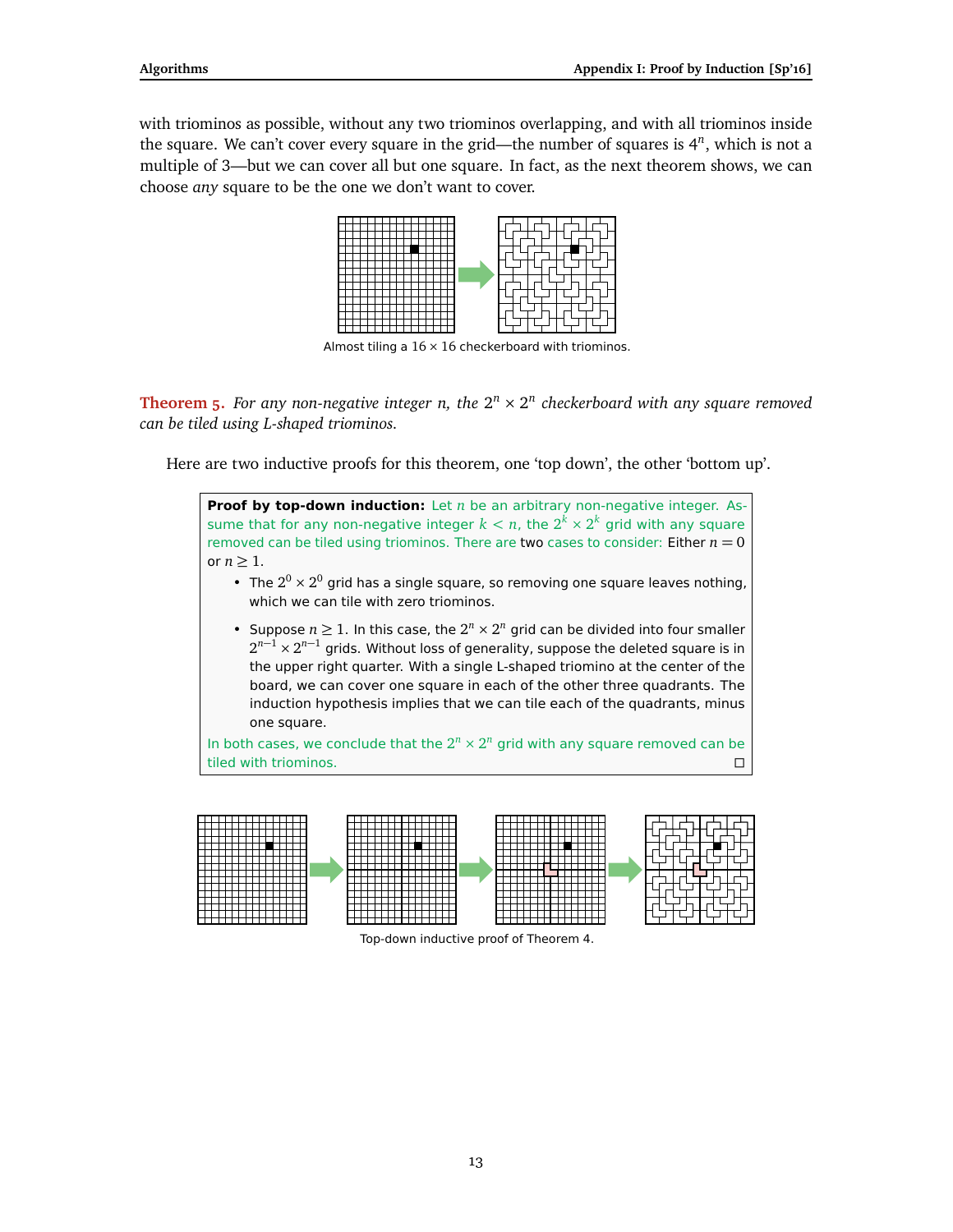with triominos as possible, without any two triominos overlapping, and with all triominos inside the square. We can't cover every square in the grid—the number of squares is $4^n$, which is not a multiple of 3—but we can cover all but one square. In fact, as the next theorem shows, we can choose *any* square to be the one we don't want to cover.

Almost tiling a $16 \times 16$ checkerboard with triominos.

**Theorem 5.** *For any non-negative integer $n$, the $2^n \times 2^n$ checkerboard with any square removed can be tiled using L-shaped triominos.*

Here are two inductive proofs for this theorem, one 'top down', the other 'bottom up'.

**Proof by top-down induction:** Let $n$ be an arbitrary non-negative integer. Assume that for any non-negative integer $k < n$, the $2^k \times 2^k$ grid with any square removed can be tiled using triominos. There are two cases to consider: Either $n = 0$ or $n \geq 1$.

- The $2^0 \times 2^0$ grid has a single square, so removing one square leaves nothing, which we can tile with zero triominos.
- Suppose $n \geq 1$. In this case, the $2^n \times 2^n$ grid can be divided into four smaller $2^{n-1} \times 2^{n-1}$ grids. Without loss of generality, suppose the deleted square is in the upper right quarter. With a single L-shaped triomino at the center of the board, we can cover one square in each of the other three quadrants. The induction hypothesis implies that we can tile each of the quadrants, minus one square.

In both cases, we conclude that the $2^n \times 2^n$ grid with any square removed can be tiled with triominos. □

Top-down inductive proof of Theorem 4.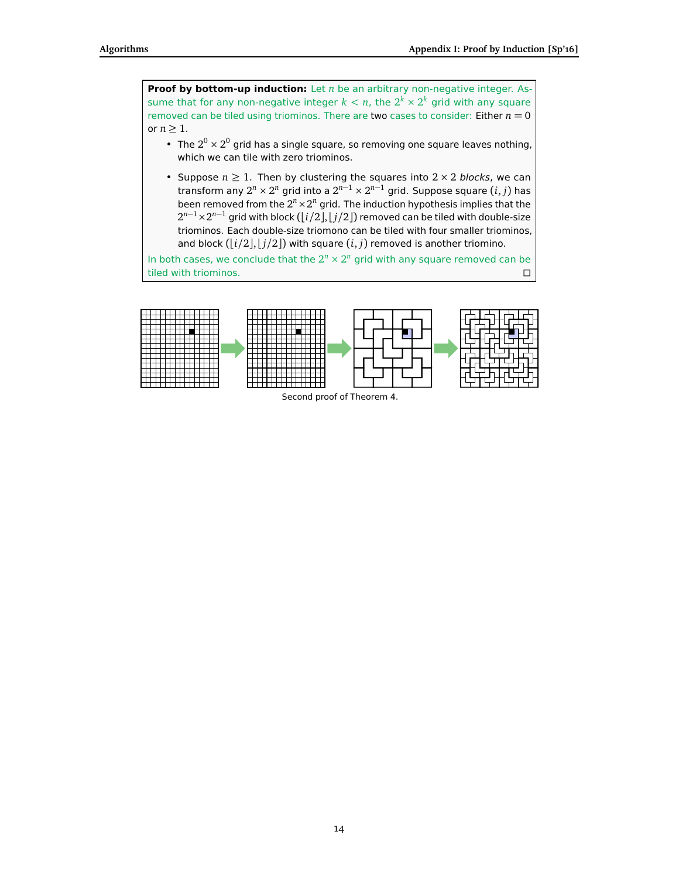**Proof by bottom-up induction:** Let $n$ be an arbitrary non-negative integer. Assume that for any non-negative integer $k < n$, the $2^k \times 2^k$ grid with any square removed can be tiled using triominos. There are two cases to consider: Either $n = 0$ or $n \geq 1$.

- The $2^0 \times 2^0$ grid has a single square, so removing one square leaves nothing, which we can tile with zero triominos.

- Suppose $n \geq 1$. Then by clustering the squares into $2 \times 2$ *blocks*, we can transform any $2^n \times 2^n$ grid into a $2^{n-1} \times 2^{n-1}$ grid. Suppose square $(i, j)$ has been removed from the $2^n \times 2^n$ grid. The induction hypothesis implies that the $2^{n-1} \times 2^{n-1}$ grid with block $(\lfloor i/2 \rfloor, \lfloor j/2 \rfloor)$ removed can be tiled with double-size triominos. Each double-size triomono can be tiled with four smaller triominos, and block $(\lfloor i/2 \rfloor, \lfloor j/2 \rfloor)$ with square $(i, j)$ removed is another triomino.

In both cases, we conclude that the $2^n \times 2^n$ grid with any square removed can be tiled with triominos. □

Second proof of Theorem 4.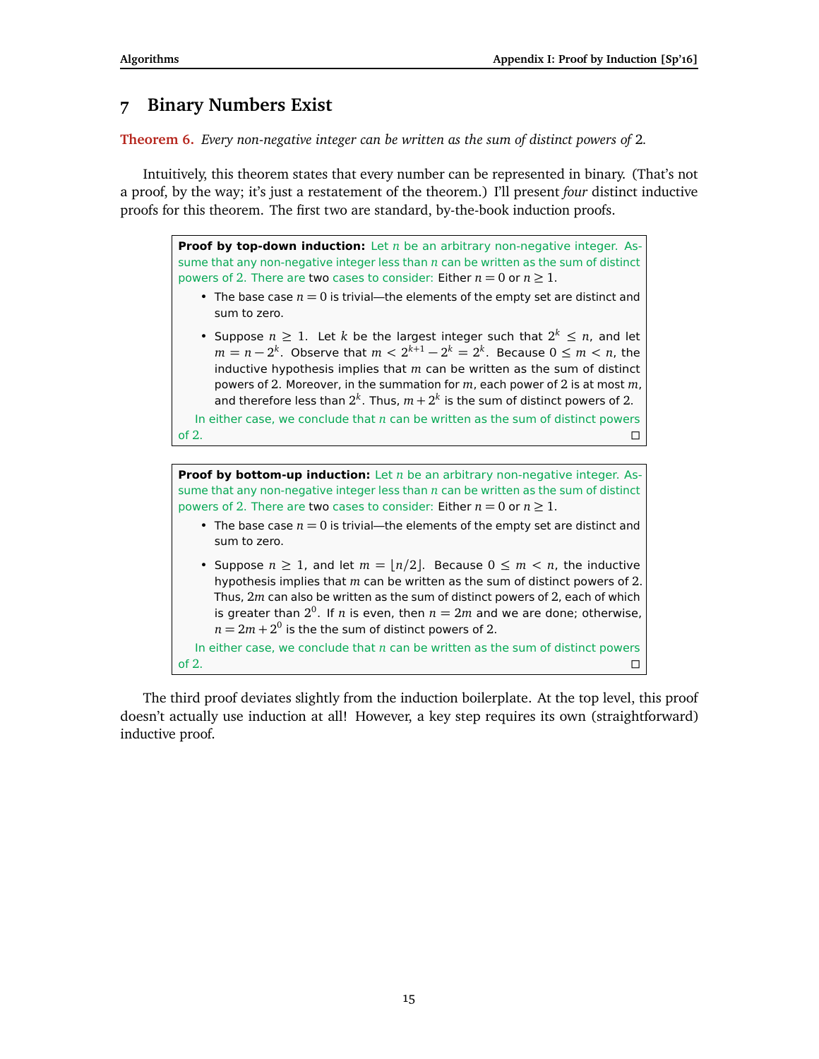## 7 Binary Numbers Exist

**Theorem 6.** *Every non-negative integer can be written as the sum of distinct powers of* 2.

Intuitively, this theorem states that every number can be represented in binary. (That's not a proof, by the way; it's just a restatement of the theorem.) I'll present *four* distinct inductive proofs for this theorem. The first two are standard, by-the-book induction proofs.

**Proof by top-down induction:** Let $n$ be an arbitrary non-negative integer. Assume that any non-negative integer less than $n$ can be written as the sum of distinct powers of 2. There are two cases to consider: Either $n = 0$ or $n \geq 1$.

- The base case $n = 0$ is trivial—the elements of the empty set are distinct and sum to zero.
- Suppose $n \geq 1$. Let $k$ be the largest integer such that $2^k \leq n$, and let $m = n - 2^k$. Observe that $m < 2^{k+1} - 2^k = 2^k$. Because $0 \leq m < n$, the inductive hypothesis implies that $m$ can be written as the sum of distinct powers of 2. Moreover, in the summation for $m$, each power of 2 is at most $m$, and therefore less than $2^k$. Thus, $m + 2^k$ is the sum of distinct powers of 2.

In either case, we conclude that $n$ can be written as the sum of distinct powers of 2. □

**Proof by bottom-up induction:** Let $n$ be an arbitrary non-negative integer. Assume that any non-negative integer less than $n$ can be written as the sum of distinct powers of 2. There are two cases to consider: Either $n = 0$ or $n \geq 1$.

- The base case $n = 0$ is trivial—the elements of the empty set are distinct and sum to zero.
- Suppose $n \geq 1$, and let $m = \lfloor n/2 \rfloor$. Because $0 \leq m < n$, the inductive hypothesis implies that $m$ can be written as the sum of distinct powers of 2. Thus, $2m$ can also be written as the sum of distinct powers of 2, each of which is greater than $2^0$. If $n$ is even, then $n = 2m$ and we are done; otherwise, $n = 2m + 2^0$ is the the sum of distinct powers of 2.

In either case, we conclude that $n$ can be written as the sum of distinct powers of 2. □

The third proof deviates slightly from the induction boilerplate. At the top level, this proof doesn't actually use induction at all! However, a key step requires its own (straightforward) inductive proof.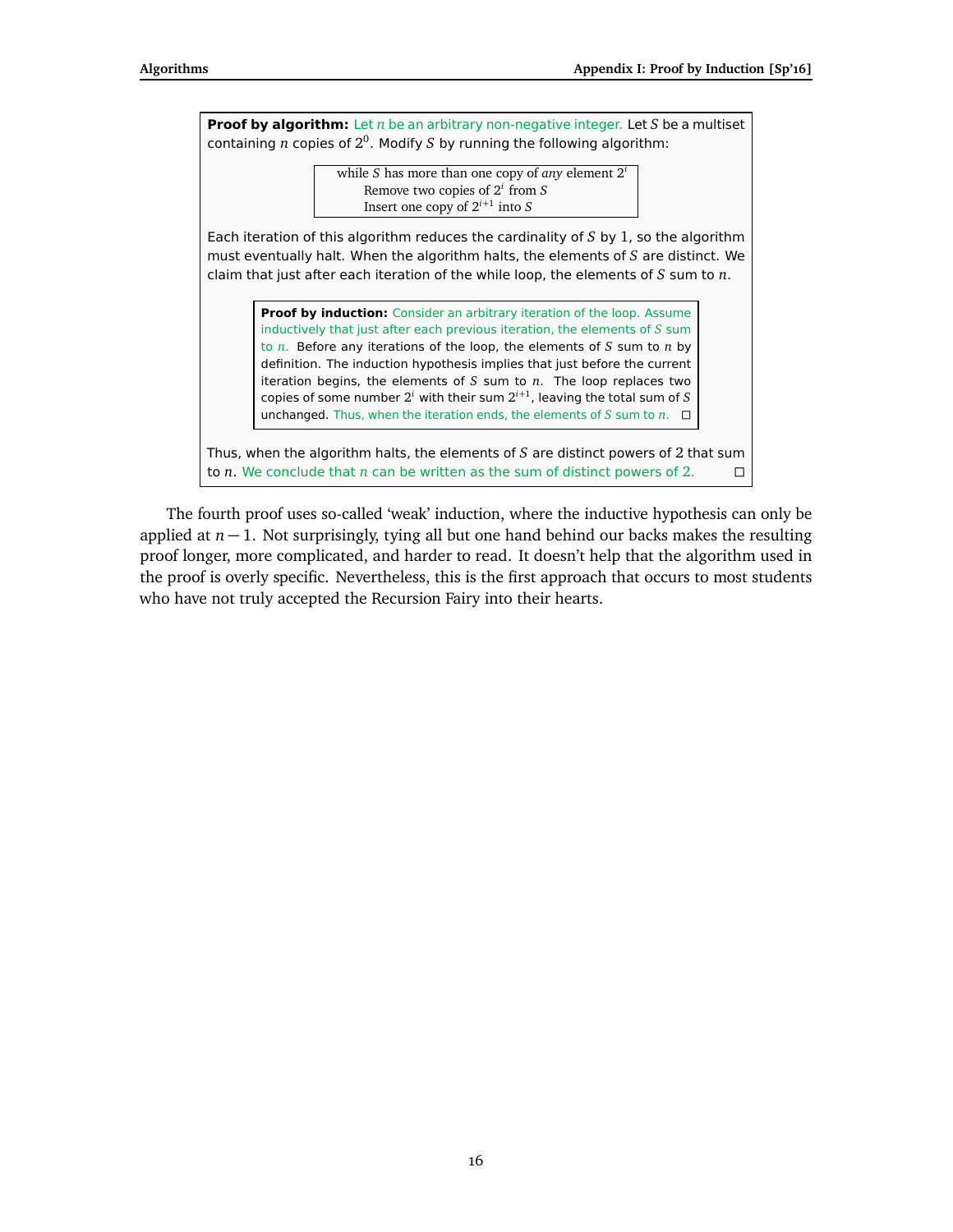**Proof by algorithm:** Let $n$ be an arbitrary non-negative integer. Let $S$ be a multiset containing $n$ copies of $2^0$. Modify $S$ by running the following algorithm:

```
while S has more than one copy of any element 2^i
    Remove two copies of 2^i from S
    Insert one copy of 2^{i+1} into S
```

Each iteration of this algorithm reduces the cardinality of $S$ by 1, so the algorithm must eventually halt. When the algorithm halts, the elements of $S$ are distinct. We claim that just after each iteration of the while loop, the elements of $S$ sum to $n$.

> **Proof by induction:** Consider an arbitrary iteration of the loop. Assume inductively that just after each previous iteration, the elements of $S$ sum to $n$. Before any iterations of the loop, the elements of $S$ sum to $n$ by definition. The induction hypothesis implies that just before the current iteration begins, the elements of $S$ sum to $n$. The loop replaces two copies of some number $2^i$ with their sum $2^{i+1}$, leaving the total sum of $S$ unchanged. Thus, when the iteration ends, the elements of $S$ sum to $n$. □

Thus, when the algorithm halts, the elements of $S$ are distinct powers of 2 that sum to $n$. We conclude that $n$ can be written as the sum of distinct powers of 2. □

The fourth proof uses so-called 'weak' induction, where the inductive hypothesis can only be applied at $n-1$. Not surprisingly, tying all but one hand behind our backs makes the resulting proof longer, more complicated, and harder to read. It doesn't help that the algorithm used in the proof is overly specific. Nevertheless, this is the first approach that occurs to most students who have not truly accepted the Recursion Fairy into their hearts.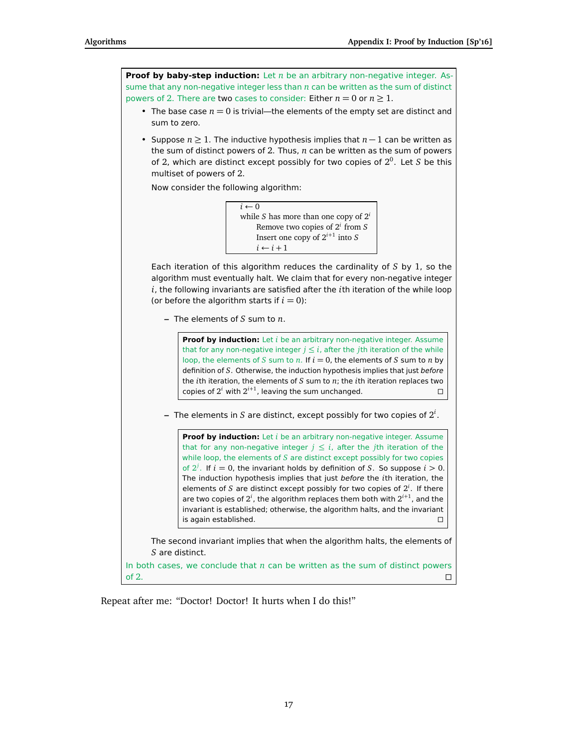**Proof by baby-step induction:** Let $n$ be an arbitrary non-negative integer. Assume that any non-negative integer less than $n$ can be written as the sum of distinct powers of 2. There are two cases to consider: Either $n = 0$ or $n \geq 1$.

- The base case $n = 0$ is trivial—the elements of the empty set are distinct and sum to zero.

- Suppose $n \geq 1$. The inductive hypothesis implies that $n - 1$ can be written as the sum of distinct powers of 2. Thus, $n$ can be written as the sum of powers of 2, which are distinct except possibly for two copies of $2^0$. Let $S$ be this multiset of powers of 2.

  Now consider the following algorithm:

  ```
  i ← 0
  while S has more than one copy of 2^i
      Remove two copies of 2^i from S
      Insert one copy of 2^(i+1) into S
      i ← i + 1
  ```

  Each iteration of this algorithm reduces the cardinality of $S$ by 1, so the algorithm must eventually halt. We claim that for every non-negative integer $i$, the following invariants are satisfied after the $i$th iteration of the while loop (or before the algorithm starts if $i = 0$):

  - The elements of $S$ sum to $n$.

    **Proof by induction:** Let $i$ be an arbitrary non-negative integer. Assume that for any non-negative integer $j \leq i$, after the $j$th iteration of the while loop, the elements of $S$ sum to $n$. If $i = 0$, the elements of $S$ sum to $n$ by definition of $S$. Otherwise, the induction hypothesis implies that just *before* the $i$th iteration, the elements of $S$ sum to $n$; the $i$th iteration replaces two copies of $2^i$ with $2^{i+1}$, leaving the sum unchanged. □

  - The elements in $S$ are distinct, except possibly for two copies of $2^i$.

    **Proof by induction:** Let $i$ be an arbitrary non-negative integer. Assume that for any non-negative integer $j \leq i$, after the $j$th iteration of the while loop, the elements of $S$ are distinct except possibly for two copies of $2^j$. If $i = 0$, the invariant holds by definition of $S$. So suppose $i > 0$. The induction hypothesis implies that just *before* the $i$th iteration, the elements of $S$ are distinct except possibly for two copies of $2^i$. If there are two copies of $2^i$, the algorithm replaces them both with $2^{i+1}$, and the invariant is established; otherwise, the algorithm halts, and the invariant is again established. □

  The second invariant implies that when the algorithm halts, the elements of $S$ are distinct.

In both cases, we conclude that $n$ can be written as the sum of distinct powers of 2. □

Repeat after me: "Doctor! Doctor! It hurts when I do this!"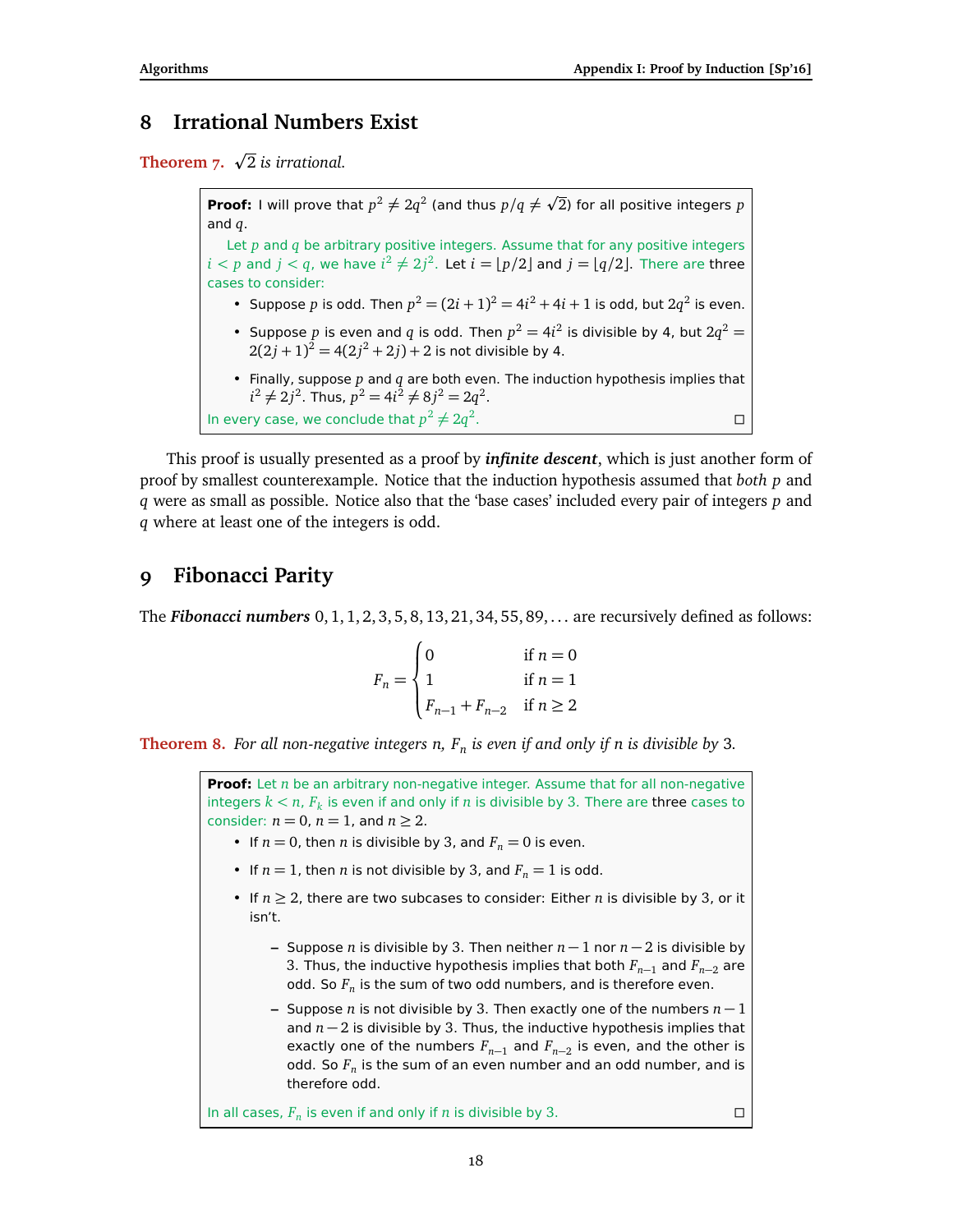## 8 Irrational Numbers Exist

**Theorem 7.** *$\sqrt{2}$ is irrational.*

> **Proof:** I will prove that $p^2 \neq 2q^2$ (and thus $p/q \neq \sqrt{2}$) for all positive integers $p$ and $q$.
>
> Let $p$ and $q$ be arbitrary positive integers. Assume that for any positive integers $i < p$ and $j < q$, we have $i^2 \neq 2j^2$. Let $i = \lfloor p/2 \rfloor$ and $j = \lfloor q/2 \rfloor$. There are three cases to consider:
>
> - Suppose $p$ is odd. Then $p^2 = (2i+1)^2 = 4i^2 + 4i + 1$ is odd, but $2q^2$ is even.
> - Suppose $p$ is even and $q$ is odd. Then $p^2 = 4i^2$ is divisible by 4, but $2q^2 = 2(2j+1)^2 = 4(2j^2 + 2j) + 2$ is not divisible by 4.
> - Finally, suppose $p$ and $q$ are both even. The induction hypothesis implies that $i^2 \neq 2j^2$. Thus, $p^2 = 4i^2 \neq 8j^2 = 2q^2$.
>
> In every case, we conclude that $p^2 \neq 2q^2$. □

This proof is usually presented as a proof by ***infinite descent***, which is just another form of proof by smallest counterexample. Notice that the induction hypothesis assumed that *both* $p$ and $q$ were as small as possible. Notice also that the 'base cases' included every pair of integers $p$ and $q$ where at least one of the integers is odd.

## 9 Fibonacci Parity

The ***Fibonacci numbers*** $0, 1, 1, 2, 3, 5, 8, 13, 21, 34, 55, 89, \ldots$ are recursively defined as follows:

$$F_n = \begin{cases} 0 & \text{if } n = 0 \\ 1 & \text{if } n = 1 \\ F_{n-1} + F_{n-2} & \text{if } n \geq 2 \end{cases}$$

**Theorem 8.** *For all non-negative integers $n$, $F_n$ is even if and only if $n$ is divisible by 3.*

> **Proof:** Let $n$ be an arbitrary non-negative integer. Assume that for all non-negative integers $k < n$, $F_k$ is even if and only if $n$ is divisible by 3. There are three cases to consider: $n = 0$, $n = 1$, and $n \geq 2$.
>
> - If $n = 0$, then $n$ is divisible by 3, and $F_n = 0$ is even.
> - If $n = 1$, then $n$ is not divisible by 3, and $F_n = 1$ is odd.
> - If $n \geq 2$, there are two subcases to consider: Either $n$ is divisible by 3, or it isn't.
>   - Suppose $n$ is divisible by 3. Then neither $n-1$ nor $n-2$ is divisible by 3. Thus, the inductive hypothesis implies that both $F_{n-1}$ and $F_{n-2}$ are odd. So $F_n$ is the sum of two odd numbers, and is therefore even.
>   - Suppose $n$ is not divisible by 3. Then exactly one of the numbers $n-1$ and $n-2$ is divisible by 3. Thus, the inductive hypothesis implies that exactly one of the numbers $F_{n-1}$ and $F_{n-2}$ is even, and the other is odd. So $F_n$ is the sum of an even number and an odd number, and is therefore odd.
>
> In all cases, $F_n$ is even if and only if $n$ is divisible by 3. □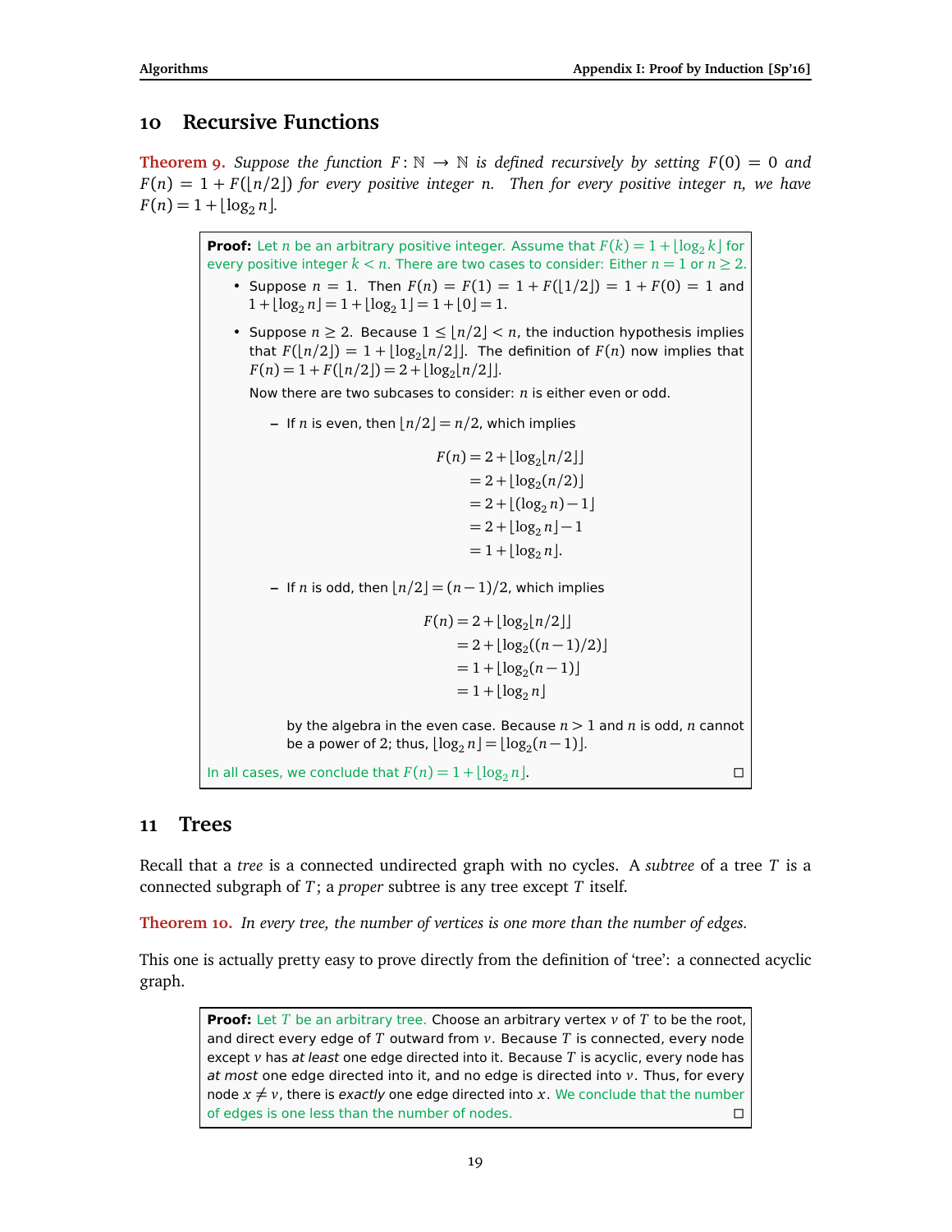## 10 Recursive Functions

**Theorem 9.** *Suppose the function $F : \mathbb{N} \to \mathbb{N}$ is defined recursively by setting $F(0) = 0$ and $F(n) = 1 + F(\lfloor n/2 \rfloor)$ for every positive integer $n$. Then for every positive integer $n$, we have $F(n) = 1 + \lfloor \log_2 n \rfloor$.*

> **Proof:** Let $n$ be an arbitrary positive integer. Assume that $F(k) = 1 + \lfloor \log_2 k \rfloor$ for every positive integer $k < n$. There are two cases to consider: Either $n = 1$ or $n \geq 2$.
>
> - Suppose $n = 1$. Then $F(n) = F(1) = 1 + F(\lfloor 1/2 \rfloor) = 1 + F(0) = 1$ and $1 + \lfloor \log_2 n \rfloor = 1 + \lfloor \log_2 1 \rfloor = 1 + \lfloor 0 \rfloor = 1$.
> - Suppose $n \geq 2$. Because $1 \leq \lfloor n/2 \rfloor < n$, the induction hypothesis implies that $F(\lfloor n/2 \rfloor) = 1 + \lfloor \log_2 \lfloor n/2 \rfloor \rfloor$. The definition of $F(n)$ now implies that $F(n) = 1 + F(\lfloor n/2 \rfloor) = 2 + \lfloor \log_2 \lfloor n/2 \rfloor \rfloor$.
>
>   Now there are two subcases to consider: $n$ is either even or odd.
>
>   – If $n$ is even, then $\lfloor n/2 \rfloor = n/2$, which implies
>
>   $$\begin{aligned} F(n) &= 2 + \lfloor \log_2 \lfloor n/2 \rfloor \rfloor \\ &= 2 + \lfloor \log_2 (n/2) \rfloor \\ &= 2 + \lfloor (\log_2 n) - 1 \rfloor \\ &= 2 + \lfloor \log_2 n \rfloor - 1 \\ &= 1 + \lfloor \log_2 n \rfloor. \end{aligned}$$
>
>   – If $n$ is odd, then $\lfloor n/2 \rfloor = (n-1)/2$, which implies
>
>   $$\begin{aligned} F(n) &= 2 + \lfloor \log_2 \lfloor n/2 \rfloor \rfloor \\ &= 2 + \lfloor \log_2 ((n-1)/2) \rfloor \\ &= 1 + \lfloor \log_2 (n-1) \rfloor \\ &= 1 + \lfloor \log_2 n \rfloor \end{aligned}$$
>
>   by the algebra in the even case. Because $n > 1$ and $n$ is odd, $n$ cannot be a power of 2; thus, $\lfloor \log_2 n \rfloor = \lfloor \log_2 (n-1) \rfloor$.
>
> In all cases, we conclude that $F(n) = 1 + \lfloor \log_2 n \rfloor$. □

## 11 Trees

Recall that a *tree* is a connected undirected graph with no cycles. A *subtree* of a tree $T$ is a connected subgraph of $T$; a *proper* subtree is any tree except $T$ itself.

**Theorem 10.** *In every tree, the number of vertices is one more than the number of edges.*

This one is actually pretty easy to prove directly from the definition of 'tree': a connected acyclic graph.

> **Proof:** Let $T$ be an arbitrary tree. Choose an arbitrary vertex $v$ of $T$ to be the root, and direct every edge of $T$ outward from $v$. Because $T$ is connected, every node except $v$ has *at least* one edge directed into it. Because $T$ is acyclic, every node has *at most* one edge directed into it, and no edge is directed into $v$. Thus, for every node $x \neq v$, there is *exactly* one edge directed into $x$. We conclude that the number of edges is one less than the number of nodes. □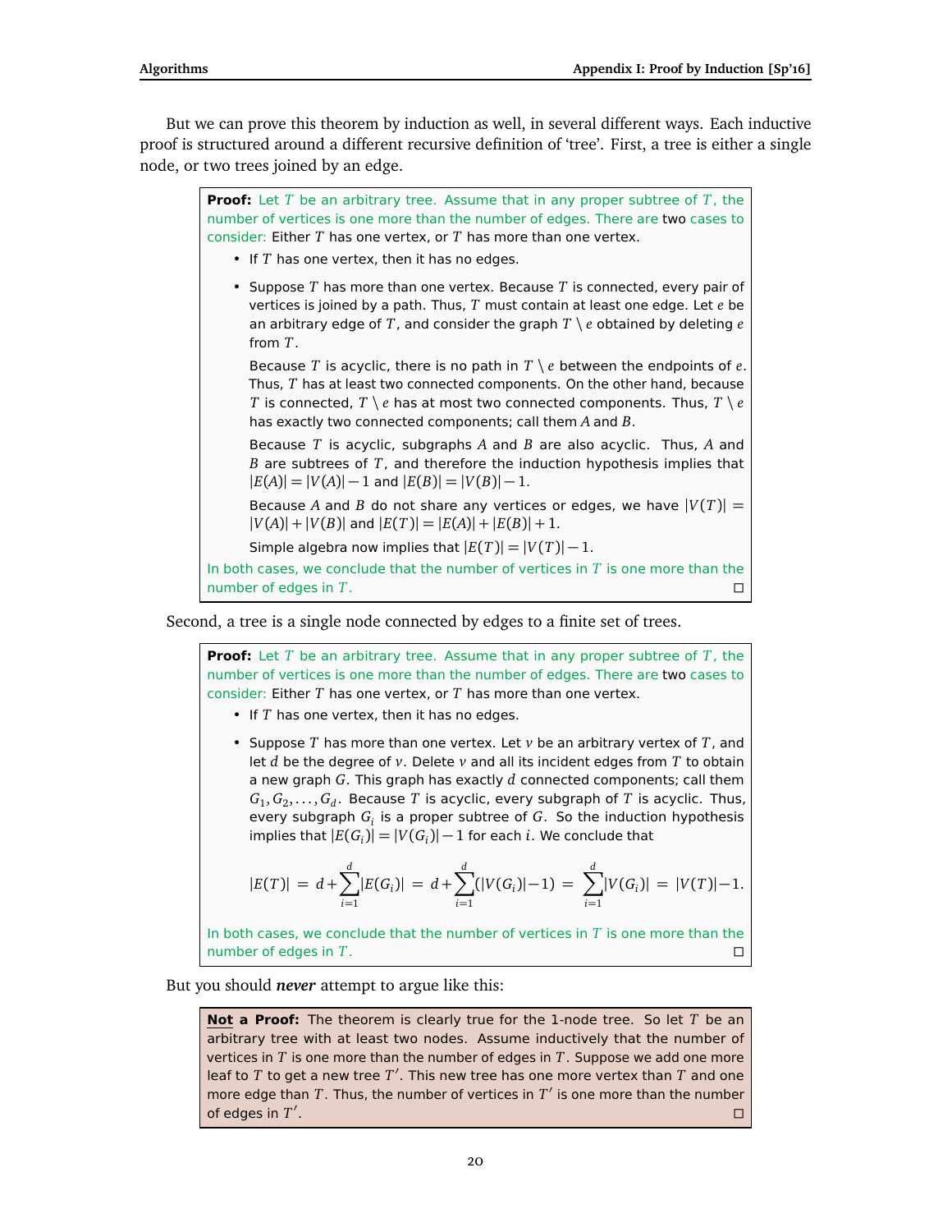But we can prove this theorem by induction as well, in several different ways. Each inductive proof is structured around a different recursive definition of 'tree'. First, a tree is either a single node, or two trees joined by an edge.

> **Proof:** Let $T$ be an arbitrary tree. Assume that in any proper subtree of $T$, the number of vertices is one more than the number of edges. There are two cases to consider: Either $T$ has one vertex, or $T$ has more than one vertex.
>
> - If $T$ has one vertex, then it has no edges.
> - Suppose $T$ has more than one vertex. Because $T$ is connected, every pair of vertices is joined by a path. Thus, $T$ must contain at least one edge. Let $e$ be an arbitrary edge of $T$, and consider the graph $T \setminus e$ obtained by deleting $e$ from $T$.
>
>   Because $T$ is acyclic, there is no path in $T \setminus e$ between the endpoints of $e$. Thus, $T$ has at least two connected components. On the other hand, because $T$ is connected, $T \setminus e$ has at most two connected components. Thus, $T \setminus e$ has exactly two connected components; call them $A$ and $B$.
>
>   Because $T$ is acyclic, subgraphs $A$ and $B$ are also acyclic. Thus, $A$ and $B$ are subtrees of $T$, and therefore the induction hypothesis implies that $|E(A)| = |V(A)| - 1$ and $|E(B)| = |V(B)| - 1$.
>
>   Because $A$ and $B$ do not share any vertices or edges, we have $|V(T)| = |V(A)| + |V(B)|$ and $|E(T)| = |E(A)| + |E(B)| + 1$.
>
>   Simple algebra now implies that $|E(T)| = |V(T)| - 1$.
>
> In both cases, we conclude that the number of vertices in $T$ is one more than the number of edges in $T$. □

Second, a tree is a single node connected by edges to a finite set of trees.

> **Proof:** Let $T$ be an arbitrary tree. Assume that in any proper subtree of $T$, the number of vertices is one more than the number of edges. There are two cases to consider: Either $T$ has one vertex, or $T$ has more than one vertex.
>
> - If $T$ has one vertex, then it has no edges.
> - Suppose $T$ has more than one vertex. Let $v$ be an arbitrary vertex of $T$, and let $d$ be the degree of $v$. Delete $v$ and all its incident edges from $T$ to obtain a new graph $G$. This graph has exactly $d$ connected components; call them $G_1, G_2, \ldots, G_d$. Because $T$ is acyclic, every subgraph of $T$ is acyclic. Thus, every subgraph $G_i$ is a proper subtree of $G$. So the induction hypothesis implies that $|E(G_i)| = |V(G_i)| - 1$ for each $i$. We conclude that
>
> $$|E(T)| = d + \sum_{i=1}^{d} |E(G_i)| = d + \sum_{i=1}^{d} (|V(G_i)| - 1) = \sum_{i=1}^{d} |V(G_i)| = |V(T)| - 1.$$
>
> In both cases, we conclude that the number of vertices in $T$ is one more than the number of edges in $T$. □

But you should ***never*** attempt to argue like this:

> **Not a Proof:** The theorem is clearly true for the 1-node tree. So let $T$ be an arbitrary tree with at least two nodes. Assume inductively that the number of vertices in $T$ is one more than the number of edges in $T$. Suppose we add one more leaf to $T$ to get a new tree $T'$. This new tree has one more vertex than $T$ and one more edge than $T$. Thus, the number of vertices in $T'$ is one more than the number of edges in $T'$. □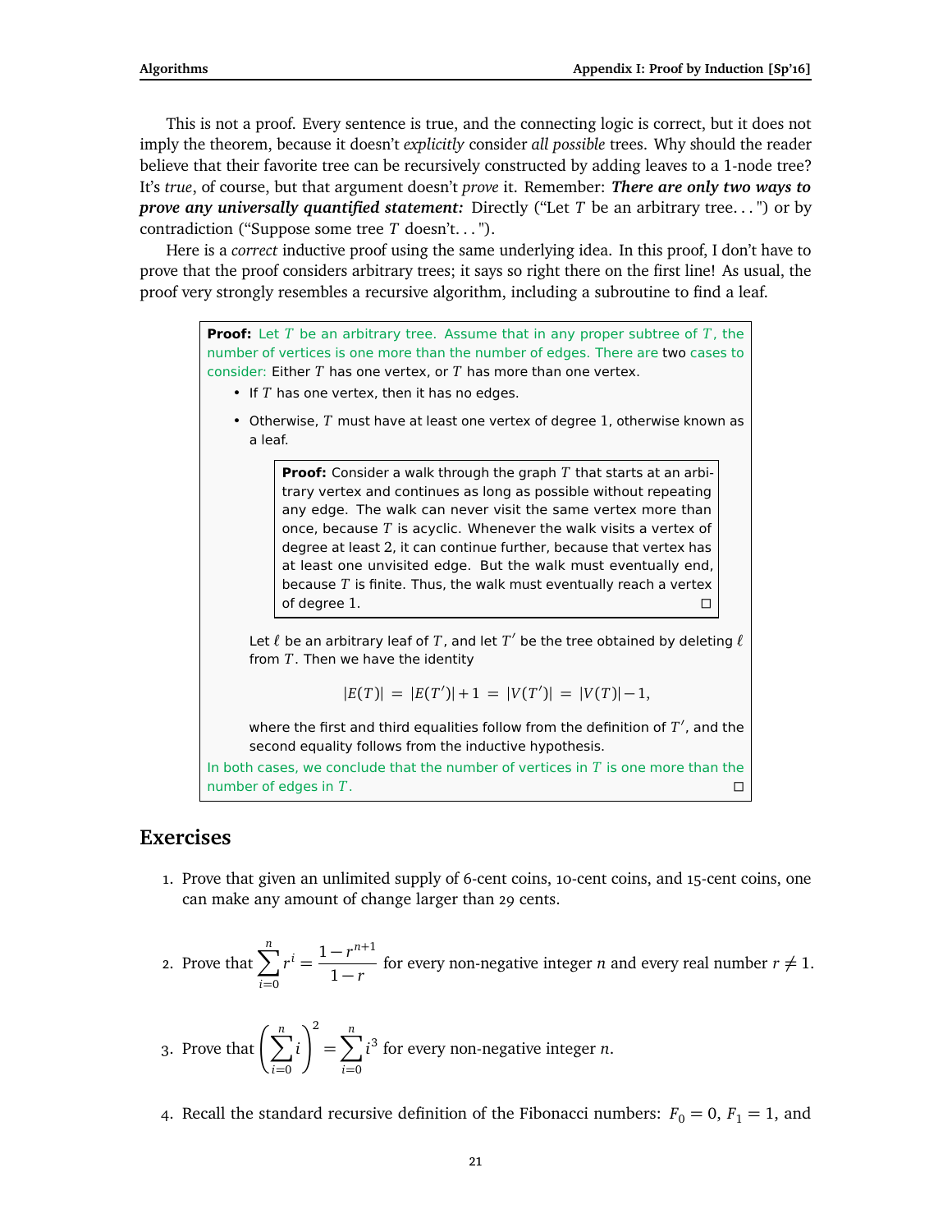This is not a proof. Every sentence is true, and the connecting logic is correct, but it does not imply the theorem, because it doesn't *explicitly* consider *all possible* trees. Why should the reader believe that their favorite tree can be recursively constructed by adding leaves to a 1-node tree? It's *true*, of course, but that argument doesn't *prove* it. Remember: ***There are only two ways to prove any universally quantified statement:*** Directly ("Let $T$ be an arbitrary tree. . . ") or by contradiction ("Suppose some tree $T$ doesn't. . . ").

Here is a *correct* inductive proof using the same underlying idea. In this proof, I don't have to prove that the proof considers arbitrary trees; it says so right there on the first line! As usual, the proof very strongly resembles a recursive algorithm, including a subroutine to find a leaf.

> **Proof:** Let $T$ be an arbitrary tree. Assume that in any proper subtree of $T$, the number of vertices is one more than the number of edges. There are two cases to consider: Either $T$ has one vertex, or $T$ has more than one vertex.
>
> - If $T$ has one vertex, then it has no edges.
> - Otherwise, $T$ must have at least one vertex of degree 1, otherwise known as a leaf.
>
>   > **Proof:** Consider a walk through the graph $T$ that starts at an arbitrary vertex and continues as long as possible without repeating any edge. The walk can never visit the same vertex more than once, because $T$ is acyclic. Whenever the walk visits a vertex of degree at least 2, it can continue further, because that vertex has at least one unvisited edge. But the walk must eventually end, because $T$ is finite. Thus, the walk must eventually reach a vertex of degree 1. □
>
>   Let $\ell$ be an arbitrary leaf of $T$, and let $T'$ be the tree obtained by deleting $\ell$ from $T$. Then we have the identity
>
>   $$|E(T)| = |E(T')| + 1 = |V(T')| = |V(T)| - 1,$$
>
>   where the first and third equalities follow from the definition of $T'$, and the second equality follows from the inductive hypothesis.
>
> In both cases, we conclude that the number of vertices in $T$ is one more than the number of edges in $T$. □

## Exercises

1. Prove that given an unlimited supply of 6-cent coins, 10-cent coins, and 15-cent coins, one can make any amount of change larger than 29 cents.

2. Prove that $\displaystyle\sum_{i=0}^{n} r^i = \frac{1 - r^{n+1}}{1 - r}$ for every non-negative integer $n$ and every real number $r \neq 1$.

3. Prove that $\displaystyle\left(\sum_{i=0}^{n} i\right)^2 = \sum_{i=0}^{n} i^3$ for every non-negative integer $n$.

4. Recall the standard recursive definition of the Fibonacci numbers: $F_0 = 0$, $F_1 = 1$, and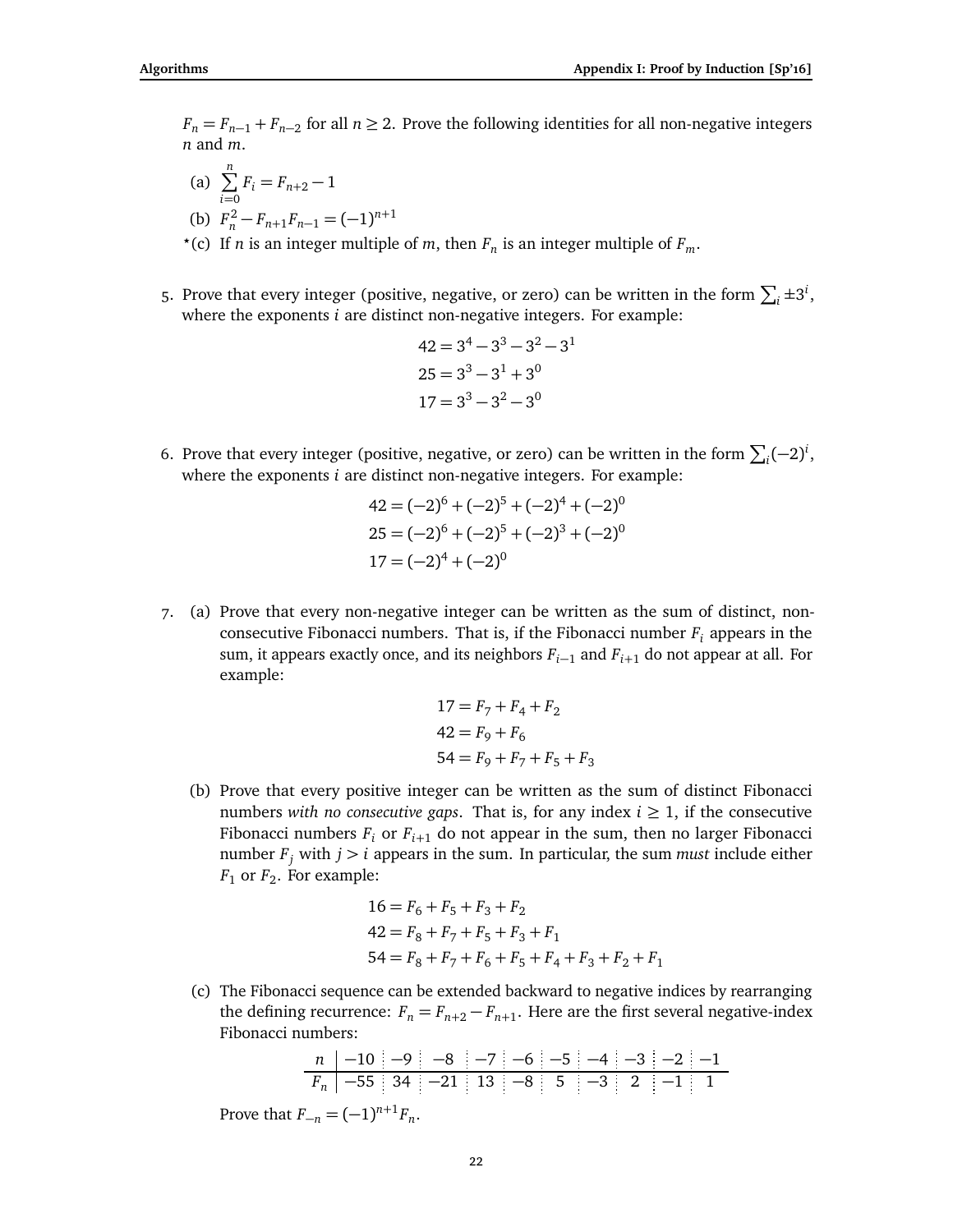$F_n = F_{n-1} + F_{n-2}$ for all $n \geq 2$. Prove the following identities for all non-negative integers $n$ and $m$.

(a) $\sum_{i=0}^{n} F_i = F_{n+2} - 1$

(b) $F_n^2 - F_{n+1}F_{n-1} = (-1)^{n+1}$

*(c) If $n$ is an integer multiple of $m$, then $F_n$ is an integer multiple of $F_m$.

5. Prove that every integer (positive, negative, or zero) can be written in the form $\sum_i \pm 3^i$, where the exponents $i$ are distinct non-negative integers. For example:

$$42 = 3^4 - 3^3 - 3^2 - 3^1$$
$$25 = 3^3 - 3^1 + 3^0$$
$$17 = 3^3 - 3^2 - 3^0$$

6. Prove that every integer (positive, negative, or zero) can be written in the form $\sum_i (-2)^i$, where the exponents $i$ are distinct non-negative integers. For example:

$$42 = (-2)^6 + (-2)^5 + (-2)^4 + (-2)^0$$
$$25 = (-2)^6 + (-2)^5 + (-2)^3 + (-2)^0$$
$$17 = (-2)^4 + (-2)^0$$

7. (a) Prove that every non-negative integer can be written as the sum of distinct, non-consecutive Fibonacci numbers. That is, if the Fibonacci number $F_i$ appears in the sum, it appears exactly once, and its neighbors $F_{i-1}$ and $F_{i+1}$ do not appear at all. For example:

$$17 = F_7 + F_4 + F_2$$
$$42 = F_9 + F_6$$
$$54 = F_9 + F_7 + F_5 + F_3$$

(b) Prove that every positive integer can be written as the sum of distinct Fibonacci numbers *with no consecutive gaps*. That is, for any index $i \geq 1$, if the consecutive Fibonacci numbers $F_i$ or $F_{i+1}$ do not appear in the sum, then no larger Fibonacci number $F_j$ with $j > i$ appears in the sum. In particular, the sum *must* include either $F_1$ or $F_2$. For example:

$$16 = F_6 + F_5 + F_3 + F_2$$
$$42 = F_8 + F_7 + F_5 + F_3 + F_1$$
$$54 = F_8 + F_7 + F_6 + F_5 + F_4 + F_3 + F_2 + F_1$$

(c) The Fibonacci sequence can be extended backward to negative indices by rearranging the defining recurrence: $F_n = F_{n+2} - F_{n+1}$. Here are the first several negative-index Fibonacci numbers:

| $n$ | $-10$ | $-9$ | $-8$ | $-7$ | $-6$ | $-5$ | $-4$ | $-3$ | $-2$ | $-1$ |
|---|---|---|---|---|---|---|---|---|---|---|
| $F_n$ | $-55$ | $34$ | $-21$ | $13$ | $-8$ | $5$ | $-3$ | $2$ | $-1$ | $1$ |

Prove that $F_{-n} = (-1)^{n+1} F_n$.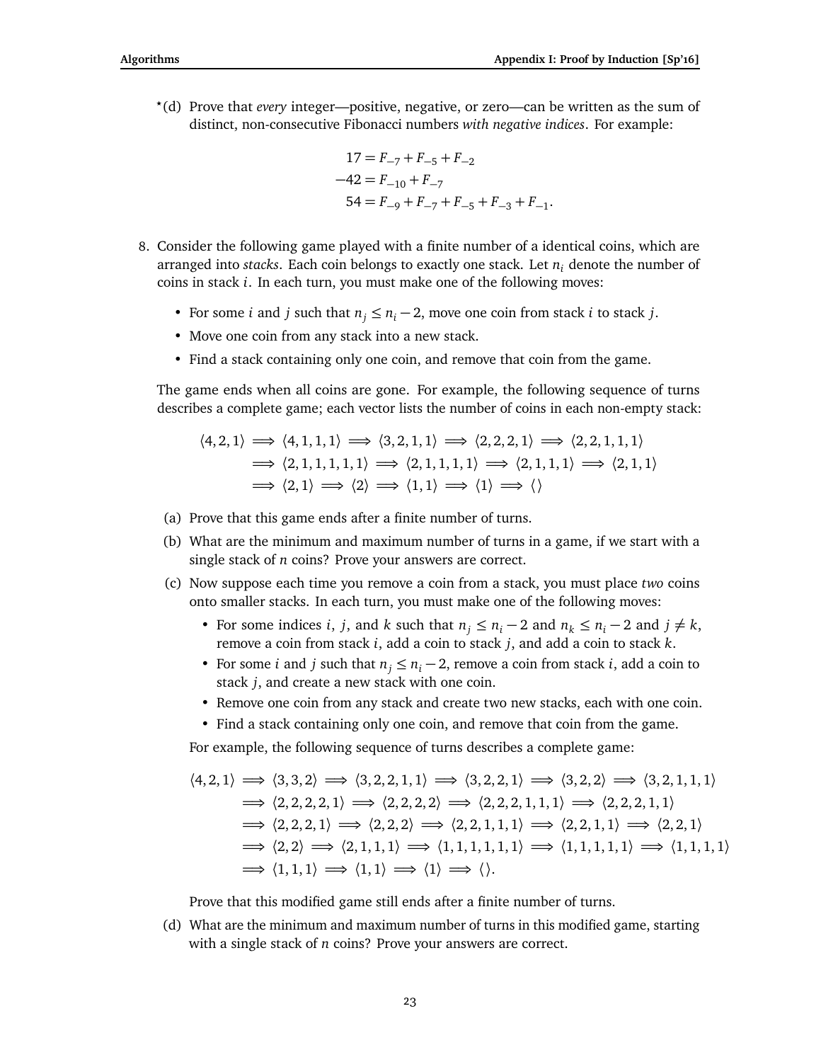*(d) Prove that *every* integer—positive, negative, or zero—can be written as the sum of distinct, non-consecutive Fibonacci numbers *with negative indices*. For example:

$$
\begin{aligned}
17 &= F_{-7} + F_{-5} + F_{-2} \\
-42 &= F_{-10} + F_{-7} \\
54 &= F_{-9} + F_{-7} + F_{-5} + F_{-3} + F_{-1}.
\end{aligned}
$$

8. Consider the following game played with a finite number of a identical coins, which are arranged into *stacks*. Each coin belongs to exactly one stack. Let $n_i$ denote the number of coins in stack $i$. In each turn, you must make one of the following moves:

   - For some $i$ and $j$ such that $n_j \leq n_i - 2$, move one coin from stack $i$ to stack $j$.
   - Move one coin from any stack into a new stack.
   - Find a stack containing only one coin, and remove that coin from the game.

   The game ends when all coins are gone. For example, the following sequence of turns describes a complete game; each vector lists the number of coins in each non-empty stack:

$$
\begin{aligned}
\langle 4,2,1\rangle &\Longrightarrow \langle 4,1,1,1\rangle \Longrightarrow \langle 3,2,1,1\rangle \Longrightarrow \langle 2,2,2,1\rangle \Longrightarrow \langle 2,2,1,1,1\rangle \\
&\Longrightarrow \langle 2,1,1,1,1,1\rangle \Longrightarrow \langle 2,1,1,1,1\rangle \Longrightarrow \langle 2,1,1,1\rangle \Longrightarrow \langle 2,1,1\rangle \\
&\Longrightarrow \langle 2,1\rangle \Longrightarrow \langle 2\rangle \Longrightarrow \langle 1,1\rangle \Longrightarrow \langle 1\rangle \Longrightarrow \langle\rangle
\end{aligned}
$$

   (a) Prove that this game ends after a finite number of turns.

   (b) What are the minimum and maximum number of turns in a game, if we start with a single stack of $n$ coins? Prove your answers are correct.

   (c) Now suppose each time you remove a coin from a stack, you must place *two* coins onto smaller stacks. In each turn, you must make one of the following moves:

   - For some indices $i$, $j$, and $k$ such that $n_j \leq n_i - 2$ and $n_k \leq n_i - 2$ and $j \neq k$, remove a coin from stack $i$, add a coin to stack $j$, and add a coin to stack $k$.
   - For some $i$ and $j$ such that $n_j \leq n_i - 2$, remove a coin from stack $i$, add a coin to stack $j$, and create a new stack with one coin.
   - Remove one coin from any stack and create two new stacks, each with one coin.
   - Find a stack containing only one coin, and remove that coin from the game.

   For example, the following sequence of turns describes a complete game:

$$
\begin{aligned}
\langle 4,2,1\rangle &\Longrightarrow \langle 3,3,2\rangle \Longrightarrow \langle 3,2,2,1,1\rangle \Longrightarrow \langle 3,2,2,1\rangle \Longrightarrow \langle 3,2,2\rangle \Longrightarrow \langle 3,2,1,1,1\rangle \\
&\Longrightarrow \langle 2,2,2,2,1\rangle \Longrightarrow \langle 2,2,2,2\rangle \Longrightarrow \langle 2,2,2,1,1,1\rangle \Longrightarrow \langle 2,2,2,1,1\rangle \\
&\Longrightarrow \langle 2,2,2,1\rangle \Longrightarrow \langle 2,2,2\rangle \Longrightarrow \langle 2,2,1,1,1\rangle \Longrightarrow \langle 2,2,1,1\rangle \Longrightarrow \langle 2,2,1\rangle \\
&\Longrightarrow \langle 2,2\rangle \Longrightarrow \langle 2,1,1,1\rangle \Longrightarrow \langle 1,1,1,1,1,1\rangle \Longrightarrow \langle 1,1,1,1,1\rangle \Longrightarrow \langle 1,1,1,1\rangle \\
&\Longrightarrow \langle 1,1,1\rangle \Longrightarrow \langle 1,1\rangle \Longrightarrow \langle 1\rangle \Longrightarrow \langle\rangle.
\end{aligned}
$$

   Prove that this modified game still ends after a finite number of turns.

   (d) What are the minimum and maximum number of turns in this modified game, starting with a single stack of $n$ coins? Prove your answers are correct.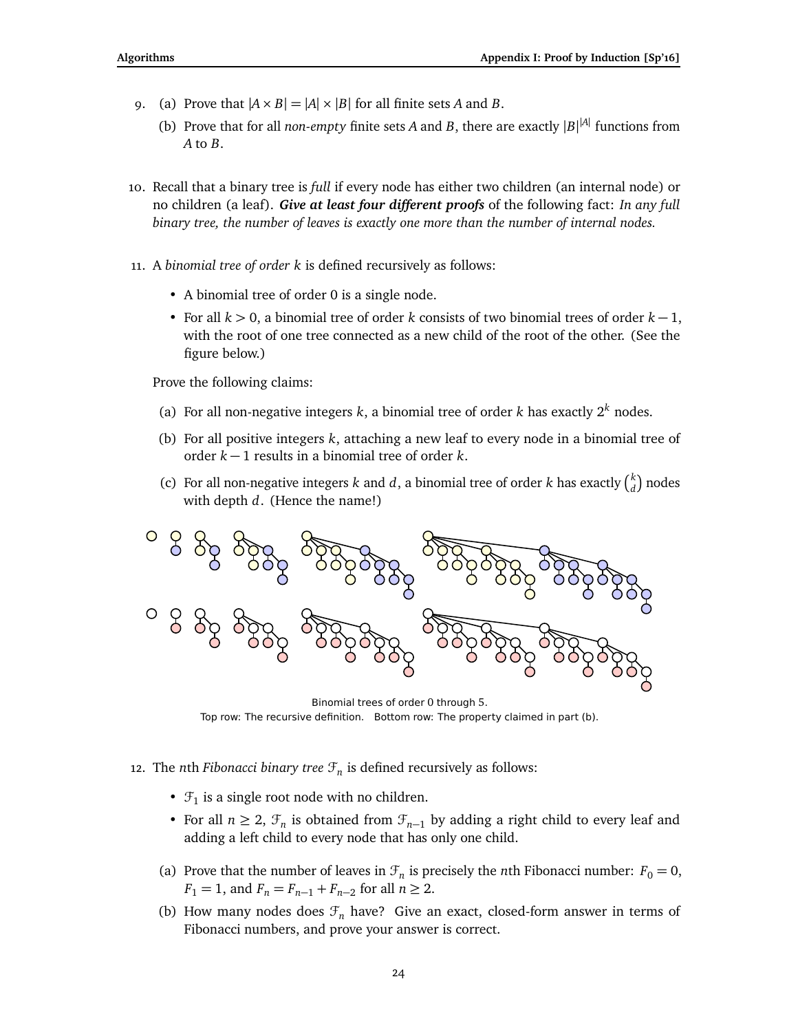9. (a) Prove that $|A \times B| = |A| \times |B|$ for all finite sets $A$ and $B$.

   (b) Prove that for all *non-empty* finite sets $A$ and $B$, there are exactly $|B|^{|A|}$ functions from $A$ to $B$.

10. Recall that a binary tree is *full* if every node has either two children (an internal node) or no children (a leaf). ***Give at least four different proofs*** of the following fact: *In any full binary tree, the number of leaves is exactly one more than the number of internal nodes.*

11. A *binomial tree of order $k$* is defined recursively as follows:

    - A binomial tree of order 0 is a single node.
    - For all $k > 0$, a binomial tree of order $k$ consists of two binomial trees of order $k-1$, with the root of one tree connected as a new child of the root of the other. (See the figure below.)

    Prove the following claims:

    (a) For all non-negative integers $k$, a binomial tree of order $k$ has exactly $2^k$ nodes.

    (b) For all positive integers $k$, attaching a new leaf to every node in a binomial tree of order $k-1$ results in a binomial tree of order $k$.

    (c) For all non-negative integers $k$ and $d$, a binomial tree of order $k$ has exactly $\binom{k}{d}$ nodes with depth $d$. (Hence the name!)

Binomial trees of order 0 through 5.
Top row: The recursive definition. Bottom row: The property claimed in part (b).

12. The $n$th *Fibonacci binary tree* $\mathcal{F}_n$ is defined recursively as follows:

    - $\mathcal{F}_1$ is a single root node with no children.
    - For all $n \geq 2$, $\mathcal{F}_n$ is obtained from $\mathcal{F}_{n-1}$ by adding a right child to every leaf and adding a left child to every node that has only one child.

    (a) Prove that the number of leaves in $\mathcal{F}_n$ is precisely the $n$th Fibonacci number: $F_0 = 0$, $F_1 = 1$, and $F_n = F_{n-1} + F_{n-2}$ for all $n \geq 2$.

    (b) How many nodes does $\mathcal{F}_n$ have? Give an exact, closed-form answer in terms of Fibonacci numbers, and prove your answer is correct.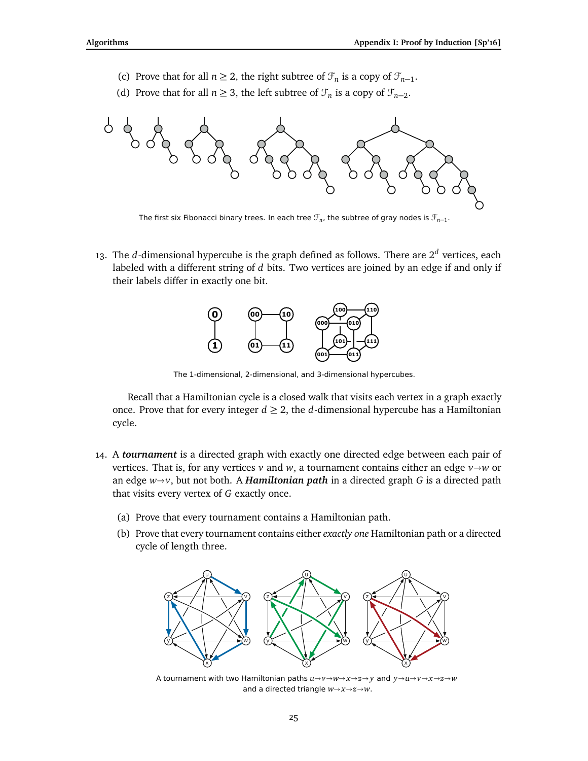(c) Prove that for all $n \geq 2$, the right subtree of $\mathcal{F}_n$ is a copy of $\mathcal{F}_{n-1}$.

(d) Prove that for all $n \geq 3$, the left subtree of $\mathcal{F}_n$ is a copy of $\mathcal{F}_{n-2}$.

The first six Fibonacci binary trees. In each tree $\mathcal{F}_n$, the subtree of gray nodes is $\mathcal{F}_{n-1}$.

13. The $d$-dimensional hypercube is the graph defined as follows. There are $2^d$ vertices, each labeled with a different string of $d$ bits. Two vertices are joined by an edge if and only if their labels differ in exactly one bit.

    The 1-dimensional, 2-dimensional, and 3-dimensional hypercubes.

    Recall that a Hamiltonian cycle is a closed walk that visits each vertex in a graph exactly once. Prove that for every integer $d \geq 2$, the $d$-dimensional hypercube has a Hamiltonian cycle.

14. A ***tournament*** is a directed graph with exactly one directed edge between each pair of vertices. That is, for any vertices $v$ and $w$, a tournament contains either an edge $v \to w$ or an edge $w \to v$, but not both. A ***Hamiltonian path*** in a directed graph $G$ is a directed path that visits every vertex of $G$ exactly once.

    (a) Prove that every tournament contains a Hamiltonian path.

    (b) Prove that every tournament contains either *exactly one* Hamiltonian path or a directed cycle of length three.

    A tournament with two Hamiltonian paths $u \to v \to w \to x \to z \to y$ and $y \to u \to v \to x \to z \to w$ and a directed triangle $w \to x \to z \to w$.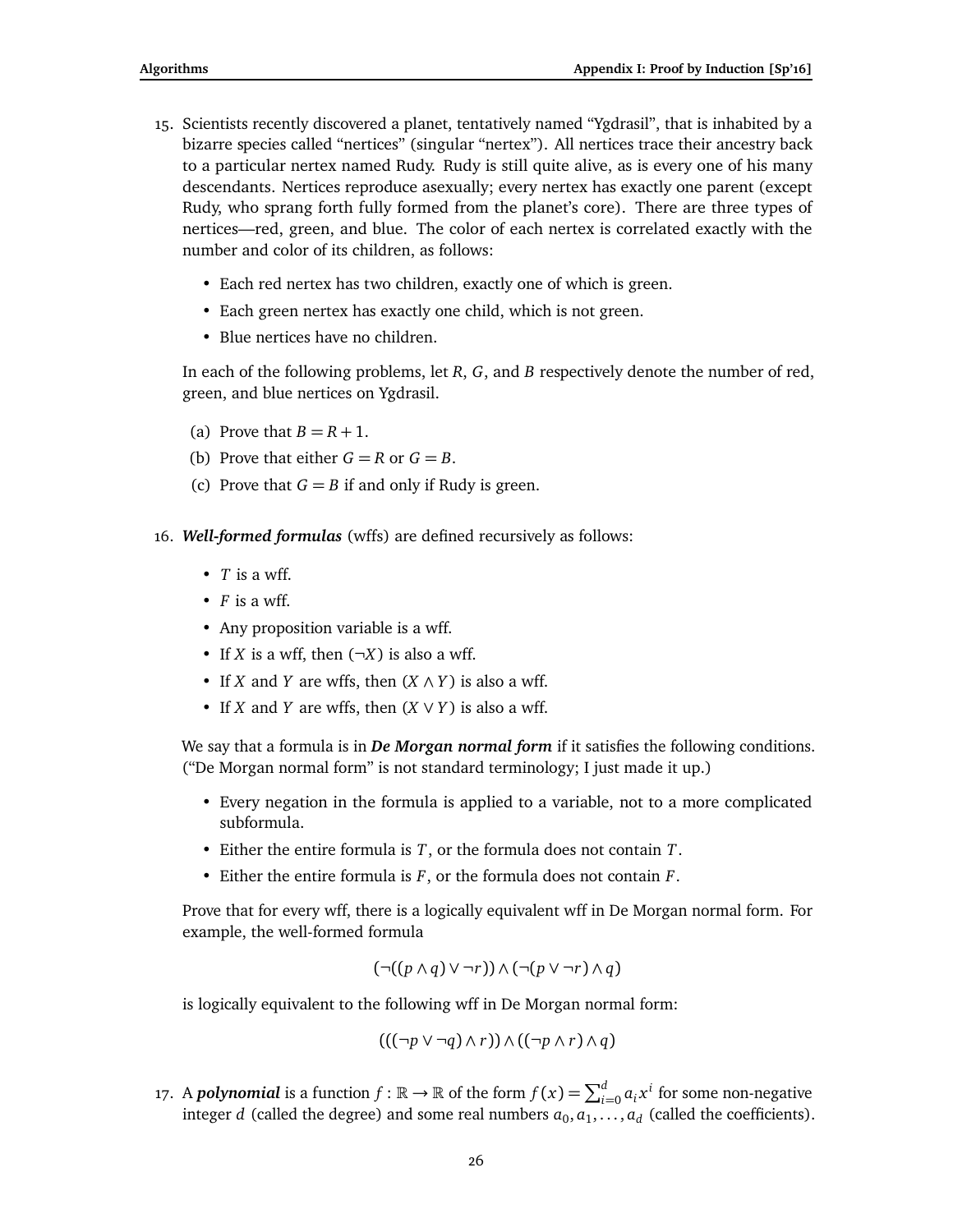15. Scientists recently discovered a planet, tentatively named "Ygdrasil", that is inhabited by a bizarre species called "nertices" (singular "nertex"). All nertices trace their ancestry back to a particular nertex named Rudy. Rudy is still quite alive, as is every one of his many descendants. Nertices reproduce asexually; every nertex has exactly one parent (except Rudy, who sprang forth fully formed from the planet's core). There are three types of nertices—red, green, and blue. The color of each nertex is correlated exactly with the number and color of its children, as follows:

    - Each red nertex has two children, exactly one of which is green.
    - Each green nertex has exactly one child, which is not green.
    - Blue nertices have no children.

    In each of the following problems, let $R$, $G$, and $B$ respectively denote the number of red, green, and blue nertices on Ygdrasil.

    (a) Prove that $B = R + 1$.

    (b) Prove that either $G = R$ or $G = B$.

    (c) Prove that $G = B$ if and only if Rudy is green.

16. ***Well-formed formulas*** (wffs) are defined recursively as follows:

    - $T$ is a wff.
    - $F$ is a wff.
    - Any proposition variable is a wff.
    - If $X$ is a wff, then $(\neg X)$ is also a wff.
    - If $X$ and $Y$ are wffs, then $(X \wedge Y)$ is also a wff.
    - If $X$ and $Y$ are wffs, then $(X \vee Y)$ is also a wff.

    We say that a formula is in ***De Morgan normal form*** if it satisfies the following conditions. ("De Morgan normal form" is not standard terminology; I just made it up.)

    - Every negation in the formula is applied to a variable, not to a more complicated subformula.
    - Either the entire formula is $T$, or the formula does not contain $T$.
    - Either the entire formula is $F$, or the formula does not contain $F$.

    Prove that for every wff, there is a logically equivalent wff in De Morgan normal form. For example, the well-formed formula

    $$(\neg((p \wedge q) \vee \neg r)) \wedge (\neg(p \vee \neg r) \wedge q)$$

    is logically equivalent to the following wff in De Morgan normal form:

    $$(((\neg p \vee \neg q) \wedge r)) \wedge ((\neg p \wedge r) \wedge q)$$

17. A ***polynomial*** is a function $f : \mathbb{R} \to \mathbb{R}$ of the form $f(x) = \sum_{i=0}^{d} a_i x^i$ for some non-negative integer $d$ (called the degree) and some real numbers $a_0, a_1, \ldots, a_d$ (called the coefficients).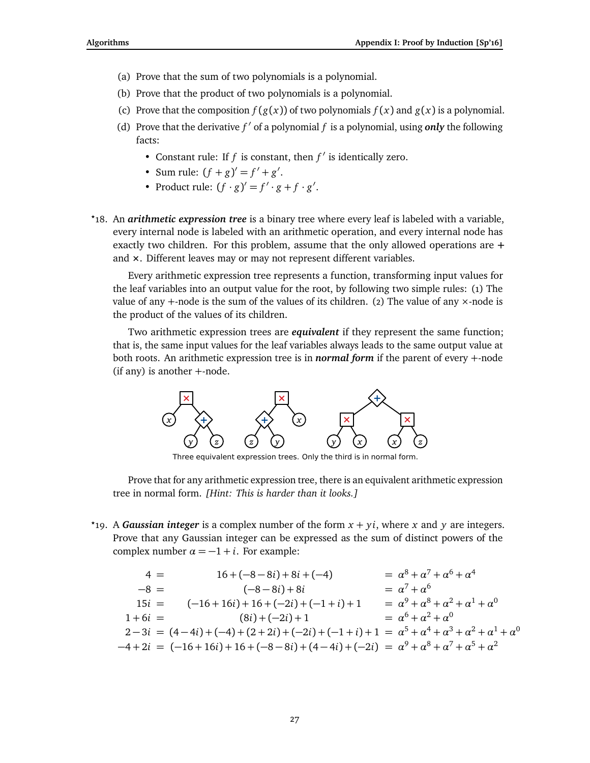(a) Prove that the sum of two polynomials is a polynomial.

(b) Prove that the product of two polynomials is a polynomial.

(c) Prove that the composition $f(g(x))$ of two polynomials $f(x)$ and $g(x)$ is a polynomial.

(d) Prove that the derivative $f'$ of a polynomial $f$ is a polynomial, using ***only*** the following facts:

- Constant rule: If $f$ is constant, then $f'$ is identically zero.
- Sum rule: $(f+g)' = f' + g'$.
- Product rule: $(f \cdot g)' = f' \cdot g + f \cdot g'$.

*18. An ***arithmetic expression tree*** is a binary tree where every leaf is labeled with a variable, every internal node is labeled with an arithmetic operation, and every internal node has exactly two children. For this problem, assume that the only allowed operations are + and ×. Different leaves may or may not represent different variables.

Every arithmetic expression tree represents a function, transforming input values for the leaf variables into an output value for the root, by following two simple rules: (1) The value of any +-node is the sum of the values of its children. (2) The value of any ×-node is the product of the values of its children.

Two arithmetic expression trees are ***equivalent*** if they represent the same function; that is, the same input values for the leaf variables always leads to the same output value at both roots. An arithmetic expression tree is in ***normal form*** if the parent of every +-node (if any) is another +-node.

Three equivalent expression trees. Only the third is in normal form.

Prove that for any arithmetic expression tree, there is an equivalent arithmetic expression tree in normal form. *[Hint: This is harder than it looks.]*

*19. A ***Gaussian integer*** is a complex number of the form $x + yi$, where $x$ and $y$ are integers. Prove that any Gaussian integer can be expressed as the sum of distinct powers of the complex number $\alpha = -1 + i$. For example:

$$
\begin{aligned}
4 &= 16 + (-8-8i) + 8i + (-4) &&= \alpha^8 + \alpha^7 + \alpha^6 + \alpha^4 \\
-8 &= (-8-8i) + 8i &&= \alpha^7 + \alpha^6 \\
15i &= (-16+16i) + 16 + (-2i) + (-1+i) + 1 &&= \alpha^9 + \alpha^8 + \alpha^2 + \alpha^1 + \alpha^0 \\
1 + 6i &= (8i) + (-2i) + 1 &&= \alpha^6 + \alpha^2 + \alpha^0 \\
2 - 3i &= (4-4i) + (-4) + (2+2i) + (-2i) + (-1+i) + 1 &&= \alpha^5 + \alpha^4 + \alpha^3 + \alpha^2 + \alpha^1 + \alpha^0 \\
-4 + 2i &= (-16+16i) + 16 + (-8-8i) + (4-4i) + (-2i) &&= \alpha^9 + \alpha^8 + \alpha^7 + \alpha^5 + \alpha^2
\end{aligned}
$$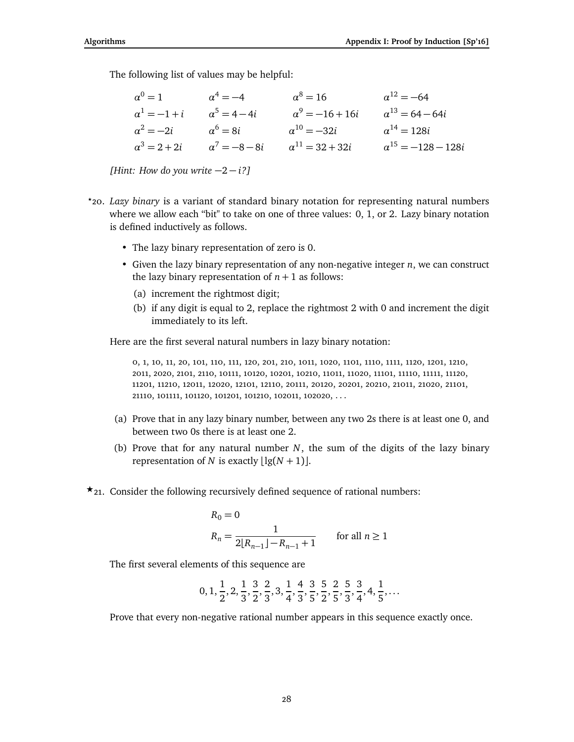The following list of values may be helpful:

| | | | |
|---|---|---|---|
| $\alpha^0 = 1$ | $\alpha^4 = -4$ | $\alpha^8 = 16$ | $\alpha^{12} = -64$ |
| $\alpha^1 = -1 + i$ | $\alpha^5 = 4 - 4i$ | $\alpha^9 = -16 + 16i$ | $\alpha^{13} = 64 - 64i$ |
| $\alpha^2 = -2i$ | $\alpha^6 = 8i$ | $\alpha^{10} = -32i$ | $\alpha^{14} = 128i$ |
| $\alpha^3 = 2 + 2i$ | $\alpha^7 = -8 - 8i$ | $\alpha^{11} = 32 + 32i$ | $\alpha^{15} = -128 - 128i$ |

*[Hint: How do you write $-2 - i$?]*

*20. *Lazy binary* is a variant of standard binary notation for representing natural numbers where we allow each "bit" to take on one of three values: 0, 1, or 2. Lazy binary notation is defined inductively as follows.

- The lazy binary representation of zero is 0.
- Given the lazy binary representation of any non-negative integer $n$, we can construct the lazy binary representation of $n + 1$ as follows:
  - (a) increment the rightmost digit;
  - (b) if any digit is equal to 2, replace the rightmost 2 with 0 and increment the digit immediately to its left.

Here are the first several natural numbers in lazy binary notation:

0, 1, 10, 11, 20, 101, 110, 111, 120, 201, 210, 1011, 1020, 1101, 1110, 1111, 1120, 1201, 1210, 2011, 2020, 2101, 2110, 10111, 10120, 10201, 10210, 11011, 11020, 11101, 11110, 11111, 11120, 11201, 11210, 12011, 12020, 12101, 12110, 20111, 20120, 20201, 20210, 21011, 21020, 21101, 21110, 101111, 101120, 101201, 101210, 102011, 102020, ...

(a) Prove that in any lazy binary number, between any two 2s there is at least one 0, and between two 0s there is at least one 2.

(b) Prove that for any natural number $N$, the sum of the digits of the lazy binary representation of $N$ is exactly $\lfloor \lg(N + 1) \rfloor$.

★21. Consider the following recursively defined sequence of rational numbers:

$$R_0 = 0$$

$$R_n = \frac{1}{2\lfloor R_{n-1} \rfloor - R_{n-1} + 1} \qquad \text{for all } n \geq 1$$

The first several elements of this sequence are

$$0, 1, \frac{1}{2}, 2, \frac{1}{3}, \frac{3}{2}, \frac{2}{3}, 3, \frac{1}{4}, \frac{4}{3}, \frac{3}{5}, \frac{5}{2}, \frac{2}{5}, \frac{5}{3}, \frac{3}{4}, 4, \frac{1}{5}, \ldots$$

Prove that every non-negative rational number appears in this sequence exactly once.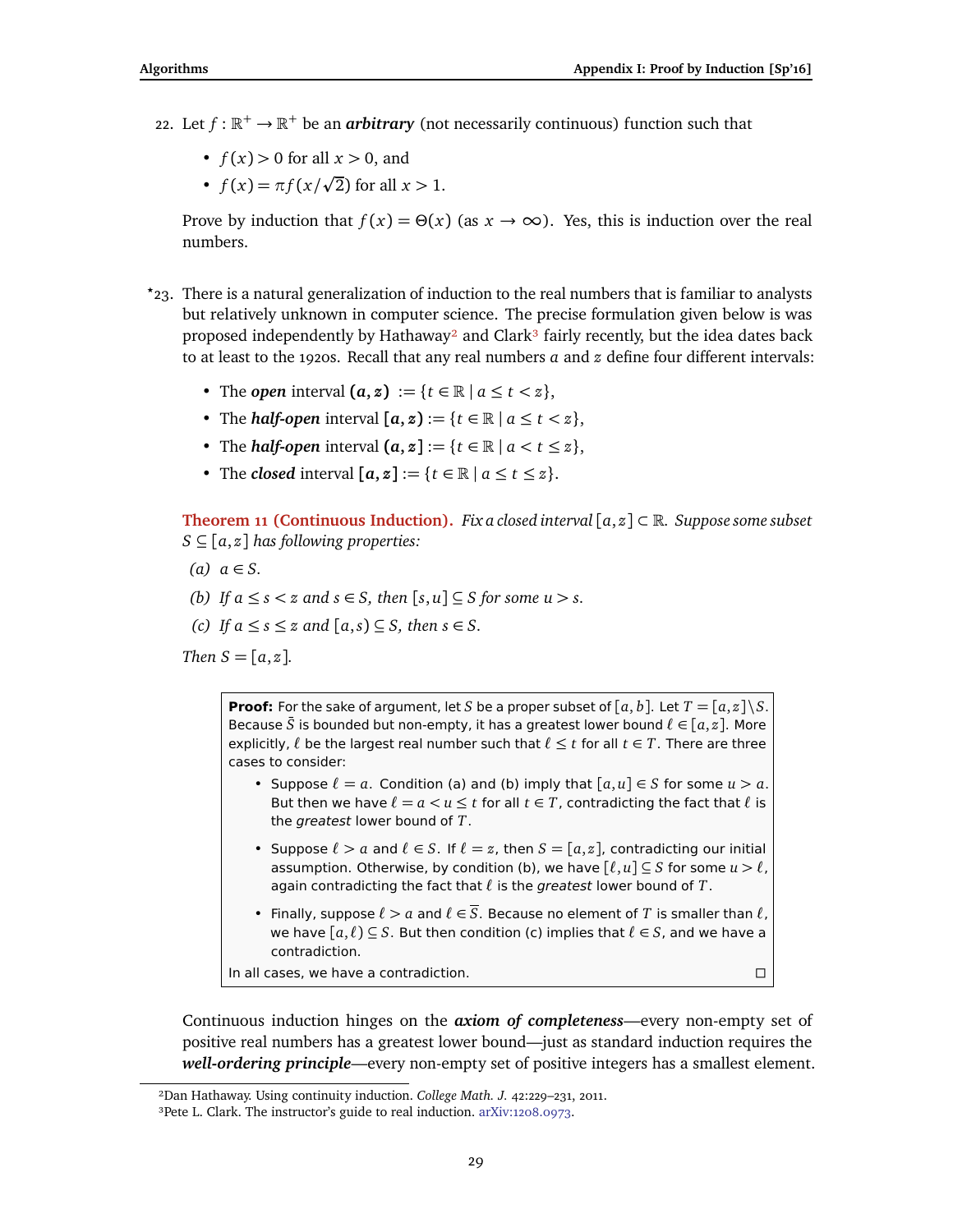22. Let $f : \mathbb{R}^+ \to \mathbb{R}^+$ be an ***arbitrary*** (not necessarily continuous) function such that

    - $f(x) > 0$ for all $x > 0$, and
    - $f(x) = \pi f(x/\sqrt{2})$ for all $x > 1$.

    Prove by induction that $f(x) = \Theta(x)$ (as $x \to \infty$). Yes, this is induction over the real numbers.

$^\star$23. There is a natural generalization of induction to the real numbers that is familiar to analysts but relatively unknown in computer science. The precise formulation given below is was proposed independently by Hathaway[2] and Clark[3] fairly recently, but the idea dates back to at least to the 1920s. Recall that any real numbers $a$ and $z$ define four different intervals:

    - The ***open*** interval $\boldsymbol{(a,z)} := \{t \in \mathbb{R} \mid a \le t < z\}$,
    - The ***half-open*** interval $\boldsymbol{[a,z)} := \{t \in \mathbb{R} \mid a \le t < z\}$,
    - The ***half-open*** interval $\boldsymbol{(a,z]} := \{t \in \mathbb{R} \mid a < t \le z\}$,
    - The ***closed*** interval $\boldsymbol{[a,z]} := \{t \in \mathbb{R} \mid a \le t \le z\}$.

    **Theorem 11 (Continuous Induction).** *Fix a closed interval $[a,z] \subset \mathbb{R}$. Suppose some subset $S \subseteq [a,z]$ has following properties:*

    *(a) $a \in S$.*

    *(b) If $a \le s < z$ and $s \in S$, then $[s,u] \subseteq S$ for some $u > s$.*

    *(c) If $a \le s \le z$ and $[a,s) \subseteq S$, then $s \in S$.*

    *Then $S = [a,z]$.*

    **Proof:** For the sake of argument, let $S$ be a proper subset of $[a,b]$. Let $T = [a,z] \setminus S$. Because $\bar{S}$ is bounded but non-empty, it has a greatest lower bound $\ell \in [a,z]$. More explicitly, $\ell$ be the largest real number such that $\ell \le t$ for all $t \in T$. There are three cases to consider:

    - Suppose $\ell = a$. Condition (a) and (b) imply that $[a,u] \in S$ for some $u > a$. But then we have $\ell = a < u \le t$ for all $t \in T$, contradicting the fact that $\ell$ is the *greatest* lower bound of $T$.
    - Suppose $\ell > a$ and $\ell \in S$. If $\ell = z$, then $S = [a,z]$, contradicting our initial assumption. Otherwise, by condition (b), we have $[\ell,u] \subseteq S$ for some $u > \ell$, again contradicting the fact that $\ell$ is the *greatest* lower bound of $T$.
    - Finally, suppose $\ell > a$ and $\ell \in \overline{S}$. Because no element of $T$ is smaller than $\ell$, we have $[a,\ell) \subseteq S$. But then condition (c) implies that $\ell \in S$, and we have a contradiction.

    In all cases, we have a contradiction. $\square$

    Continuous induction hinges on the ***axiom of completeness***—every non-empty set of positive real numbers has a greatest lower bound—just as standard induction requires the ***well-ordering principle***—every non-empty set of positive integers has a smallest element.

---

[2] Dan Hathaway. Using continuity induction. *College Math. J.* 42:229–231, 2011.

[3] Pete L. Clark. The instructor's guide to real induction. arXiv:1208.0973.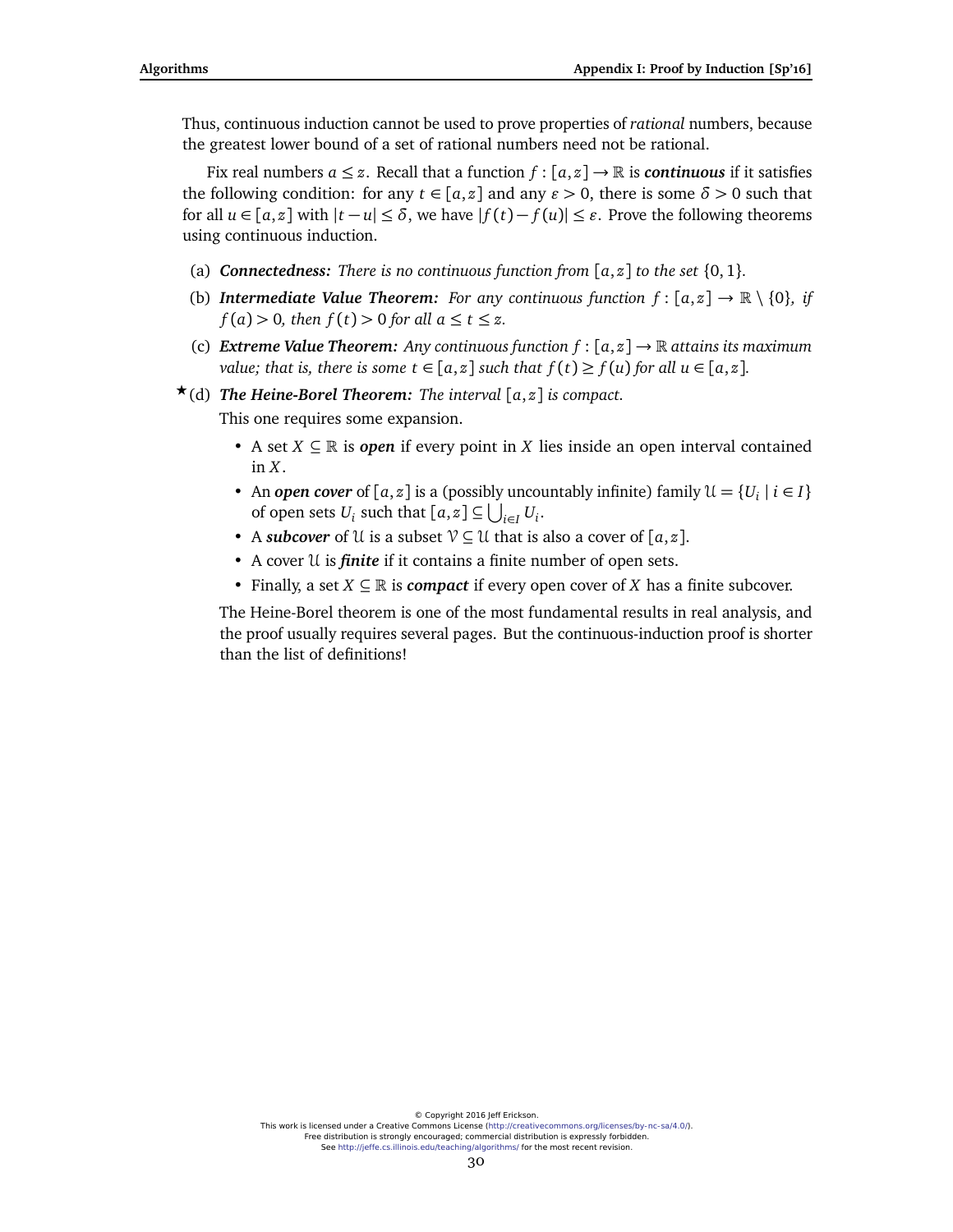Thus, continuous induction cannot be used to prove properties of *rational* numbers, because the greatest lower bound of a set of rational numbers need not be rational.

Fix real numbers $a \le z$. Recall that a function $f : [a,z] \to \mathbb{R}$ is ***continuous*** if it satisfies the following condition: for any $t \in [a,z]$ and any $\varepsilon > 0$, there is some $\delta > 0$ such that for all $u \in [a,z]$ with $|t - u| \le \delta$, we have $|f(t) - f(u)| \le \varepsilon$. Prove the following theorems using continuous induction.

(a) ***Connectedness:*** *There is no continuous function from $[a,z]$ to the set $\{0,1\}$.*

(b) ***Intermediate Value Theorem:*** *For any continuous function $f : [a,z] \to \mathbb{R} \setminus \{0\}$, if $f(a) > 0$, then $f(t) > 0$ for all $a \le t \le z$.*

(c) ***Extreme Value Theorem:*** *Any continuous function $f : [a,z] \to \mathbb{R}$ attains its maximum value; that is, there is some $t \in [a,z]$ such that $f(t) \ge f(u)$ for all $u \in [a,z]$.*

★(d) ***The Heine-Borel Theorem:*** *The interval $[a,z]$ is compact.*

This one requires some expansion.

- A set $X \subseteq \mathbb{R}$ is ***open*** if every point in $X$ lies inside an open interval contained in $X$.
- An ***open cover*** of $[a,z]$ is a (possibly uncountably infinite) family $\mathcal{U} = \{U_i \mid i \in I\}$ of open sets $U_i$ such that $[a,z] \subseteq \bigcup_{i \in I} U_i$.
- A ***subcover*** of $\mathcal{U}$ is a subset $\mathcal{V} \subseteq \mathcal{U}$ that is also a cover of $[a,z]$.
- A cover $\mathcal{U}$ is ***finite*** if it contains a finite number of open sets.
- Finally, a set $X \subseteq \mathbb{R}$ is ***compact*** if every open cover of $X$ has a finite subcover.

The Heine-Borel theorem is one of the most fundamental results in real analysis, and the proof usually requires several pages. But the continuous-induction proof is shorter than the list of definitions!